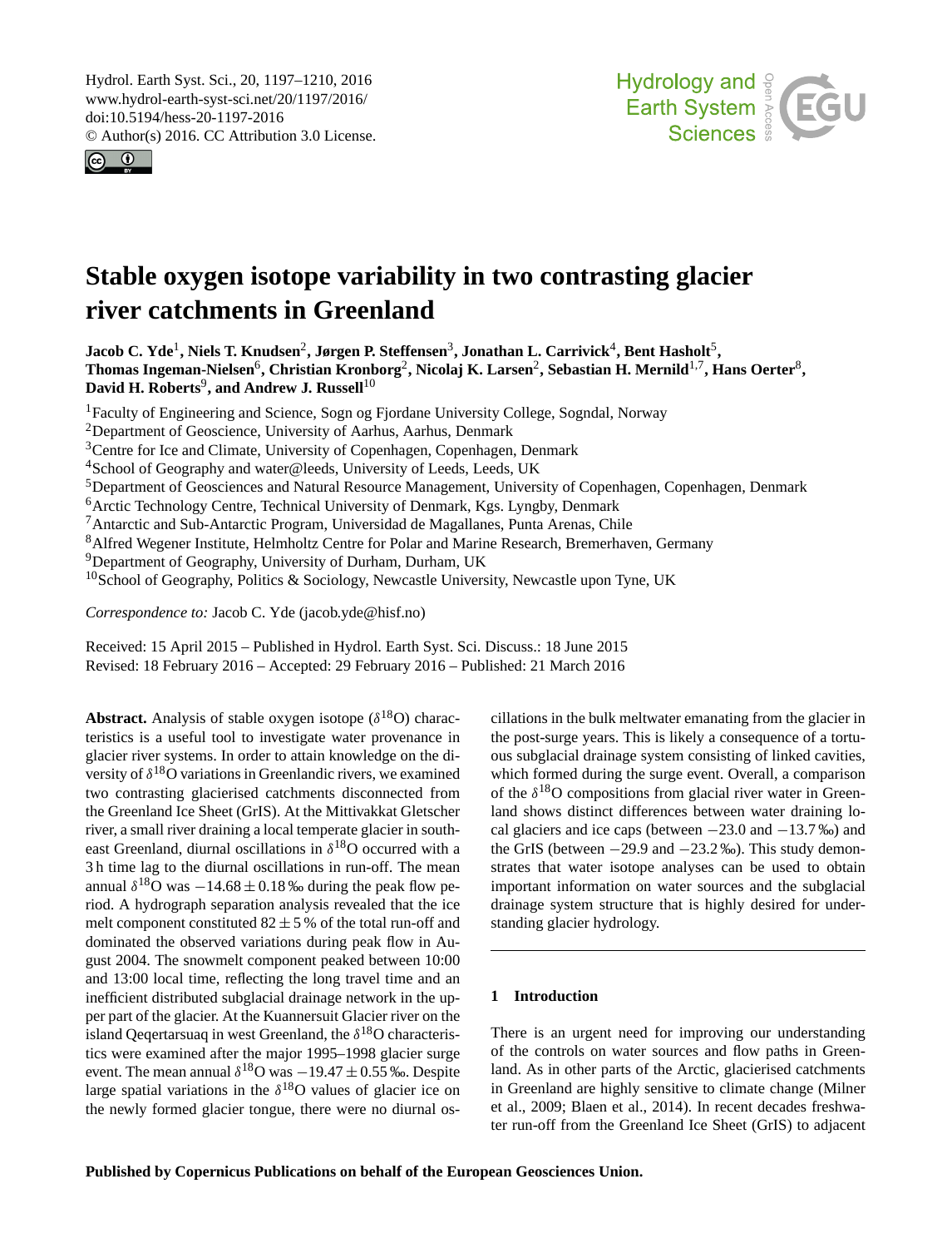# Stable oxygen isotope variability in two contrasting glacier river catchments in Greenland

**Jacob C. Yde[1], Niels T. Knudsen[2], Jørgen P. Steffensen[3], Jonathan L. Carrivick[4], Bent Hasholt[5], Thomas Ingeman-Nielsen[6], Christian Kronborg[2], Nicolaj K. Larsen[2], Sebastian H. Mernild[1,7], Hans Oerter[8], David H. Roberts[9], and Andrew J. Russell[10]**

[1]Faculty of Engineering and Science, Sogn og Fjordane University College, Sogndal, Norway
[2]Department of Geoscience, University of Aarhus, Aarhus, Denmark
[3]Centre for Ice and Climate, University of Copenhagen, Copenhagen, Denmark
[4]School of Geography and water@leeds, University of Leeds, Leeds, UK
[5]Department of Geosciences and Natural Resource Management, University of Copenhagen, Copenhagen, Denmark
[6]Arctic Technology Centre, Technical University of Denmark, Kgs. Lyngby, Denmark
[7]Antarctic and Sub-Antarctic Program, Universidad de Magallanes, Punta Arenas, Chile
[8]Alfred Wegener Institute, Helmholtz Centre for Polar and Marine Research, Bremerhaven, Germany
[9]Department of Geography, University of Durham, Durham, UK
[10]School of Geography, Politics & Sociology, Newcastle University, Newcastle upon Tyne, UK

*Correspondence to:* Jacob C. Yde (jacob.yde@hisf.no)

Received: 15 April 2015 – Published in Hydrol. Earth Syst. Sci. Discuss.: 18 June 2015
Revised: 18 February 2016 – Accepted: 29 February 2016 – Published: 21 March 2016

**Abstract.** Analysis of stable oxygen isotope ($\delta^{18}$O) characteristics is a useful tool to investigate water provenance in glacier river systems. In order to attain knowledge on the diversity of $\delta^{18}$O variations in Greenlandic rivers, we examined two contrasting glacierised catchments disconnected from the Greenland Ice Sheet (GrIS). At the Mittivakkat Gletscher river, a small river draining a local temperate glacier in southeast Greenland, diurnal oscillations in $\delta^{18}$O occurred with a 3 h time lag to the diurnal oscillations in run-off. The mean annual $\delta^{18}$O was $-14.68 \pm 0.18$ ‰ during the peak flow period. A hydrograph separation analysis revealed that the ice melt component constituted $82 \pm 5$ % of the total run-off and dominated the observed variations during peak flow in August 2004. The snowmelt component peaked between 10:00 and 13:00 local time, reflecting the long travel time and an inefficient distributed subglacial drainage network in the upper part of the glacier. At the Kuannersuit Glacier river on the island Qeqertarsuaq in west Greenland, the $\delta^{18}$O characteristics were examined after the major 1995–1998 glacier surge event. The mean annual $\delta^{18}$O was $-19.47 \pm 0.55$ ‰. Despite large spatial variations in the $\delta^{18}$O values of glacier ice on the newly formed glacier tongue, there were no diurnal oscillations in the bulk meltwater emanating from the glacier in the post-surge years. This is likely a consequence of a tortuous subglacial drainage system consisting of linked cavities, which formed during the surge event. Overall, a comparison of the $\delta^{18}$O compositions from glacial river water in Greenland shows distinct differences between water draining local glaciers and ice caps (between $-23.0$ and $-13.7$ ‰) and the GrIS (between $-29.9$ and $-23.2$ ‰). This study demonstrates that water isotope analyses can be used to obtain important information on water sources and the subglacial drainage system structure that is highly desired for understanding glacier hydrology.

## 1 Introduction

There is an urgent need for improving our understanding of the controls on water sources and flow paths in Greenland. As in other parts of the Arctic, glacierised catchments in Greenland are highly sensitive to climate change (Milner et al., 2009; Blaen et al., 2014). In recent decades freshwater run-off from the Greenland Ice Sheet (GrIS) to adjacent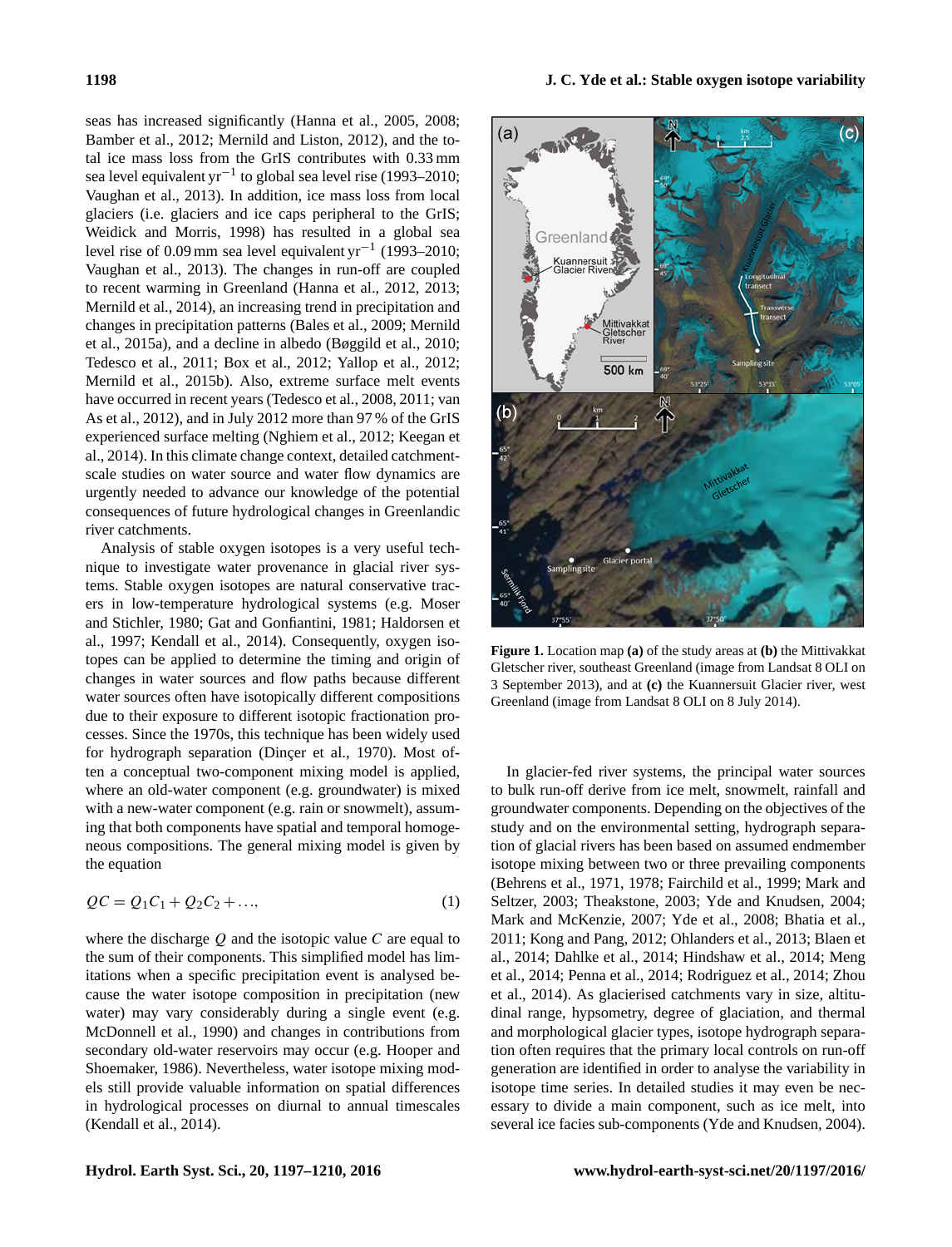seas has increased significantly (Hanna et al., 2005, 2008; Bamber et al., 2012; Mernild and Liston, 2012), and the total ice mass loss from the GrIS contributes with 0.33 mm sea level equivalent $yr^{-1}$ to global sea level rise (1993–2010; Vaughan et al., 2013). In addition, ice mass loss from local glaciers (i.e. glaciers and ice caps peripheral to the GrIS; Weidick and Morris, 1998) has resulted in a global sea level rise of 0.09 mm sea level equivalent $yr^{-1}$ (1993–2010; Vaughan et al., 2013). The changes in run-off are coupled to recent warming in Greenland (Hanna et al., 2012, 2013; Mernild et al., 2014), an increasing trend in precipitation and changes in precipitation patterns (Bales et al., 2009; Mernild et al., 2015a), and a decline in albedo (Bøggild et al., 2010; Tedesco et al., 2011; Box et al., 2012; Yallop et al., 2012; Mernild et al., 2015b). Also, extreme surface melt events have occurred in recent years (Tedesco et al., 2008, 2011; van As et al., 2012), and in July 2012 more than 97 % of the GrIS experienced surface melting (Nghiem et al., 2012; Keegan et al., 2014). In this climate change context, detailed catchment-scale studies on water source and water flow dynamics are urgently needed to advance our knowledge of the potential consequences of future hydrological changes in Greenlandic river catchments.

Analysis of stable oxygen isotopes is a very useful technique to investigate water provenance in glacial river systems. Stable oxygen isotopes are natural conservative tracers in low-temperature hydrological systems (e.g. Moser and Stichler, 1980; Gat and Gonfiantini, 1981; Haldorsen et al., 1997; Kendall et al., 2014). Consequently, oxygen isotopes can be applied to determine the timing and origin of changes in water sources and flow paths because different water sources often have isotopically different compositions due to their exposure to different isotopic fractionation processes. Since the 1970s, this technique has been widely used for hydrograph separation (Dinçer et al., 1970). Most often a conceptual two-component mixing model is applied, where an old-water component (e.g. groundwater) is mixed with a new-water component (e.g. rain or snowmelt), assuming that both components have spatial and temporal homogeneous compositions. The general mixing model is given by the equation

$$QC = Q_1C_1 + Q_2C_2 + \ldots, \quad (1)$$

where the discharge $Q$ and the isotopic value $C$ are equal to the sum of their components. This simplified model has limitations when a specific precipitation event is analysed because the water isotope composition in precipitation (new water) may vary considerably during a single event (e.g. McDonnell et al., 1990) and changes in contributions from secondary old-water reservoirs may occur (e.g. Hooper and Shoemaker, 1986). Nevertheless, water isotope mixing models still provide valuable information on spatial differences in hydrological processes on diurnal to annual timescales (Kendall et al., 2014).

**Figure 1.** Location map **(a)** of the study areas at **(b)** the Mittivakkat Gletscher river, southeast Greenland (image from Landsat 8 OLI on 3 September 2013), and at **(c)** the Kuannersuit Glacier river, west Greenland (image from Landsat 8 OLI on 8 July 2014).

In glacier-fed river systems, the principal water sources to bulk run-off derive from ice melt, snowmelt, rainfall and groundwater components. Depending on the objectives of the study and on the environmental setting, hydrograph separation of glacial rivers has been based on assumed endmember isotope mixing between two or three prevailing components (Behrens et al., 1971, 1978; Fairchild et al., 1999; Mark and Seltzer, 2003; Theakstone, 2003; Yde and Knudsen, 2004; Mark and McKenzie, 2007; Yde et al., 2008; Bhatia et al., 2011; Kong and Pang, 2012; Ohlanders et al., 2013; Blaen et al., 2014; Dahlke et al., 2014; Hindshaw et al., 2014; Meng et al., 2014; Penna et al., 2014; Rodriguez et al., 2014; Zhou et al., 2014). As glacierised catchments vary in size, altitudinal range, hypsometry, degree of glaciation, and thermal and morphological glacier types, isotope hydrograph separation often requires that the primary local controls on run-off generation are identified in order to analyse the variability in isotope time series. In detailed studies it may even be necessary to divide a main component, such as ice melt, into several ice facies sub-components (Yde and Knudsen, 2004).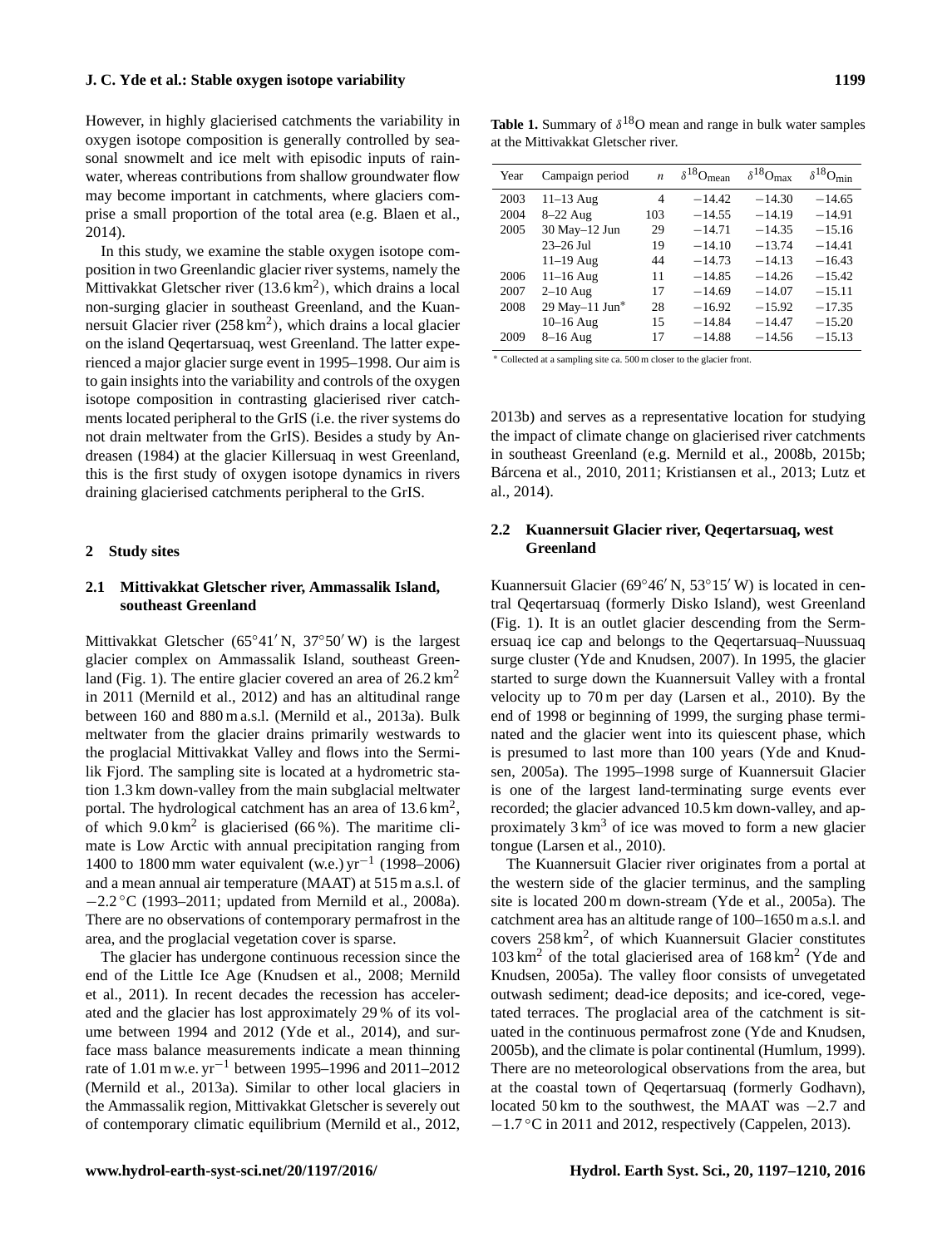However, in highly glacierised catchments the variability in oxygen isotope composition is generally controlled by seasonal snowmelt and ice melt with episodic inputs of rainwater, whereas contributions from shallow groundwater flow may become important in catchments, where glaciers comprise a small proportion of the total area (e.g. Blaen et al., 2014).

In this study, we examine the stable oxygen isotope composition in two Greenlandic glacier river systems, namely the Mittivakkat Gletscher river (13.6 $km^2$), which drains a local non-surging glacier in southeast Greenland, and the Kuannersuit Glacier river (258 $km^2$), which drains a local glacier on the island Qeqertarsuaq, west Greenland. The latter experienced a major glacier surge event in 1995–1998. Our aim is to gain insights into the variability and controls of the oxygen isotope composition in contrasting glacierised river catchments located peripheral to the GrIS (i.e. the river systems do not drain meltwater from the GrIS). Besides a study by Andreasen (1984) at the glacier Killersuaq in west Greenland, this is the first study of oxygen isotope dynamics in rivers draining glacierised catchments peripheral to the GrIS.

## 2 Study sites

### 2.1 Mittivakkat Gletscher river, Ammassalik Island, southeast Greenland

Mittivakkat Gletscher (65°41′ N, 37°50′ W) is the largest glacier complex on Ammassalik Island, southeast Greenland (Fig. 1). The entire glacier covered an area of 26.2 $km^2$ in 2011 (Mernild et al., 2012) and has an altitudinal range between 160 and 880 m a.s.l. (Mernild et al., 2013a). Bulk meltwater from the glacier drains primarily westwards to the proglacial Mittivakkat Valley and flows into the Sermilik Fjord. The sampling site is located at a hydrometric station 1.3 km down-valley from the main subglacial meltwater portal. The hydrological catchment has an area of 13.6 $km^2$, of which 9.0 $km^2$ is glacierised (66 %). The maritime climate is Low Arctic with annual precipitation ranging from 1400 to 1800 mm water equivalent (w.e.) $yr^{-1}$ (1998–2006) and a mean annual air temperature (MAAT) at 515 m a.s.l. of −2.2 °C (1993–2011; updated from Mernild et al., 2008a). There are no observations of contemporary permafrost in the area, and the proglacial vegetation cover is sparse.

The glacier has undergone continuous recession since the end of the Little Ice Age (Knudsen et al., 2008; Mernild et al., 2011). In recent decades the recession has accelerated and the glacier has lost approximately 29 % of its volume between 1994 and 2012 (Yde et al., 2014), and surface mass balance measurements indicate a mean thinning rate of 1.01 m w.e. $yr^{-1}$ between 1995–1996 and 2011–2012 (Mernild et al., 2013a). Similar to other local glaciers in the Ammassalik region, Mittivakkat Gletscher is severely out of contemporary climatic equilibrium (Mernild et al., 2012, 2013b) and serves as a representative location for studying the impact of climate change on glacierised river catchments in southeast Greenland (e.g. Mernild et al., 2008b, 2015b; Bárcena et al., 2010, 2011; Kristiansen et al., 2013; Lutz et al., 2014).

**Table 1.** Summary of $\delta^{18}O$ mean and range in bulk water samples at the Mittivakkat Gletscher river.

| Year | Campaign period | $n$ | $\delta^{18}O_{mean}$ | $\delta^{18}O_{max}$ | $\delta^{18}O_{min}$ |
|---|---|---|---|---|---|
| 2003 | 11–13 Aug | 4 | −14.42 | −14.30 | −14.65 |
| 2004 | 8–22 Aug | 103 | −14.55 | −14.19 | −14.91 |
| 2005 | 30 May–12 Jun | 29 | −14.71 | −14.35 | −15.16 |
| | 23–26 Jul | 19 | −14.10 | −13.74 | −14.41 |
| | 11–19 Aug | 44 | −14.73 | −14.13 | −16.43 |
| 2006 | 11–16 Aug | 11 | −14.85 | −14.26 | −15.42 |
| 2007 | 2–10 Aug | 17 | −14.69 | −14.07 | −15.11 |
| 2008 | 29 May–11 Jun* | 28 | −16.92 | −15.92 | −17.35 |
| | 10–16 Aug | 15 | −14.84 | −14.47 | −15.20 |
| 2009 | 8–16 Aug | 17 | −14.88 | −14.56 | −15.13 |

* Collected at a sampling site ca. 500 m closer to the glacier front.

### 2.2 Kuannersuit Glacier river, Qeqertarsuaq, west Greenland

Kuannersuit Glacier (69°46′ N, 53°15′ W) is located in central Qeqertarsuaq (formerly Disko Island), west Greenland (Fig. 1). It is an outlet glacier descending from the Sermersuaq ice cap and belongs to the Qeqertarsuaq–Nuussuaq surge cluster (Yde and Knudsen, 2007). In 1995, the glacier started to surge down the Kuannersuit Valley with a frontal velocity up to 70 m per day (Larsen et al., 2010). By the end of 1998 or beginning of 1999, the surging phase terminated and the glacier went into its quiescent phase, which is presumed to last more than 100 years (Yde and Knudsen, 2005a). The 1995–1998 surge of Kuannersuit Glacier is one of the largest land-terminating surge events ever recorded; the glacier advanced 10.5 km down-valley, and approximately 3 $km^3$ of ice was moved to form a new glacier tongue (Larsen et al., 2010).

The Kuannersuit Glacier river originates from a portal at the western side of the glacier terminus, and the sampling site is located 200 m down-stream (Yde et al., 2005a). The catchment area has an altitude range of 100–1650 m a.s.l. and covers 258 $km^2$, of which Kuannersuit Glacier constitutes 103 $km^2$ of the total glacierised area of 168 $km^2$ (Yde and Knudsen, 2005a). The valley floor consists of unvegetated outwash sediment; dead-ice deposits; and ice-cored, vegetated terraces. The proglacial area of the catchment is situated in the continuous permafrost zone (Yde and Knudsen, 2005b), and the climate is polar continental (Humlum, 1999). There are no meteorological observations from the area, but at the coastal town of Qeqertarsuaq (formerly Godhavn), located 50 km to the southwest, the MAAT was −2.7 and −1.7 °C in 2011 and 2012, respectively (Cappelen, 2013).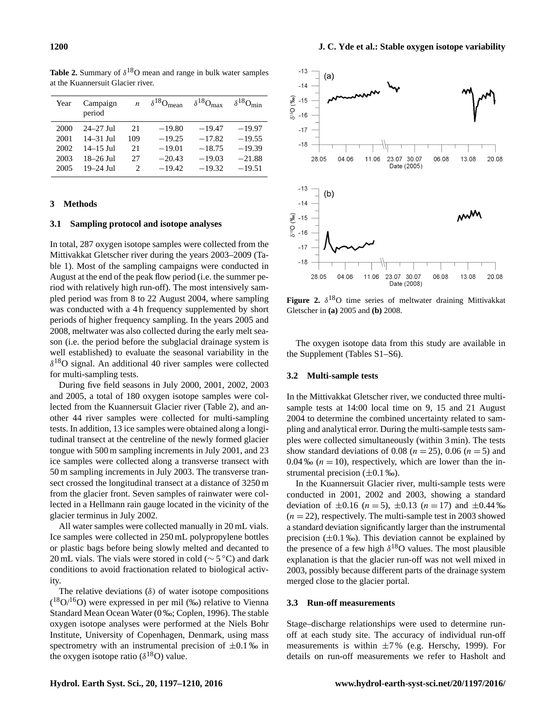**Table 2.** Summary of $\delta^{18}$O mean and range in bulk water samples at the Kuannersuit Glacier river.

| Year | Campaign period | $n$ | $\delta^{18}O_{mean}$ | $\delta^{18}O_{max}$ | $\delta^{18}O_{min}$ |
|---|---|---|---|---|---|
| 2000 | 24–27 Jul | 21 | −19.80 | −19.47 | −19.97 |
| 2001 | 14–31 Jul | 109 | −19.25 | −17.82 | −19.55 |
| 2002 | 14–15 Jul | 21 | −19.01 | −18.75 | −19.39 |
| 2003 | 18–26 Jul | 27 | −20.43 | −19.03 | −21.88 |
| 2005 | 19–24 Jul | 2 | −19.42 | −19.32 | −19.51 |

## 3 Methods

### 3.1 Sampling protocol and isotope analyses

In total, 287 oxygen isotope samples were collected from the Mittivakkat Gletscher river during the years 2003–2009 (Table 1). Most of the sampling campaigns were conducted in August at the end of the peak flow period (i.e. the summer period with relatively high run-off). The most intensively sampled period was from 8 to 22 August 2004, where sampling was conducted with a 4 h frequency supplemented by short periods of higher frequency sampling. In the years 2005 and 2008, meltwater was also collected during the early melt season (i.e. the period before the subglacial drainage system is well established) to evaluate the seasonal variability in the $\delta^{18}$O signal. An additional 40 river samples were collected for multi-sampling tests.

During five field seasons in July 2000, 2001, 2002, 2003 and 2005, a total of 180 oxygen isotope samples were collected from the Kuannersuit Glacier river (Table 2), and another 44 river samples were collected for multi-sampling tests. In addition, 13 ice samples were obtained along a longitudinal transect at the centreline of the newly formed glacier tongue with 500 m sampling increments in July 2001, and 23 ice samples were collected along a transverse transect with 50 m sampling increments in July 2003. The transverse transect crossed the longitudinal transect at a distance of 3250 m from the glacier front. Seven samples of rainwater were collected in a Hellmann rain gauge located in the vicinity of the glacier terminus in July 2002.

All water samples were collected manually in 20 mL vials. Ice samples were collected in 250 mL polypropylene bottles or plastic bags before being slowly melted and decanted to 20 mL vials. The vials were stored in cold (∼ 5 °C) and dark conditions to avoid fractionation related to biological activity.

The relative deviations ($\delta$) of water isotope compositions ($^{18}O/^{16}O$) were expressed in per mil (‰) relative to Vienna Standard Mean Ocean Water (0 ‰; Coplen, 1996). The stable oxygen isotope analyses were performed at the Niels Bohr Institute, University of Copenhagen, Denmark, using mass spectrometry with an instrumental precision of ±0.1 ‰ in the oxygen isotope ratio ($\delta^{18}$O) value.

**Figure 2.** $\delta^{18}$O time series of meltwater draining Mittivakkat Gletscher in **(a)** 2005 and **(b)** 2008.

The oxygen isotope data from this study are available in the Supplement (Tables S1–S6).

### 3.2 Multi-sample tests

In the Mittivakkat Gletscher river, we conducted three multi-sample tests at 14:00 local time on 9, 15 and 21 August 2004 to determine the combined uncertainty related to sampling and analytical error. During the multi-sample tests samples were collected simultaneously (within 3 min). The tests show standard deviations of 0.08 ($n = 25$), 0.06 ($n = 5$) and 0.04 ‰ ($n = 10$), respectively, which are lower than the instrumental precision (±0.1 ‰).

In the Kuannersuit Glacier river, multi-sample tests were conducted in 2001, 2002 and 2003, showing a standard deviation of ±0.16 ($n = 5$), ±0.13 ($n = 17$) and ±0.44 ‰ ($n = 22$), respectively. The multi-sample test in 2003 showed a standard deviation significantly larger than the instrumental precision (±0.1 ‰). This deviation cannot be explained by the presence of a few high $\delta^{18}$O values. The most plausible explanation is that the glacier run-off was not well mixed in 2003, possibly because different parts of the drainage system merged close to the glacier portal.

### 3.3 Run-off measurements

Stage–discharge relationships were used to determine run-off at each study site. The accuracy of individual run-off measurements is within ±7 % (e.g. Herschy, 1999). For details on run-off measurements we refer to Hasholt and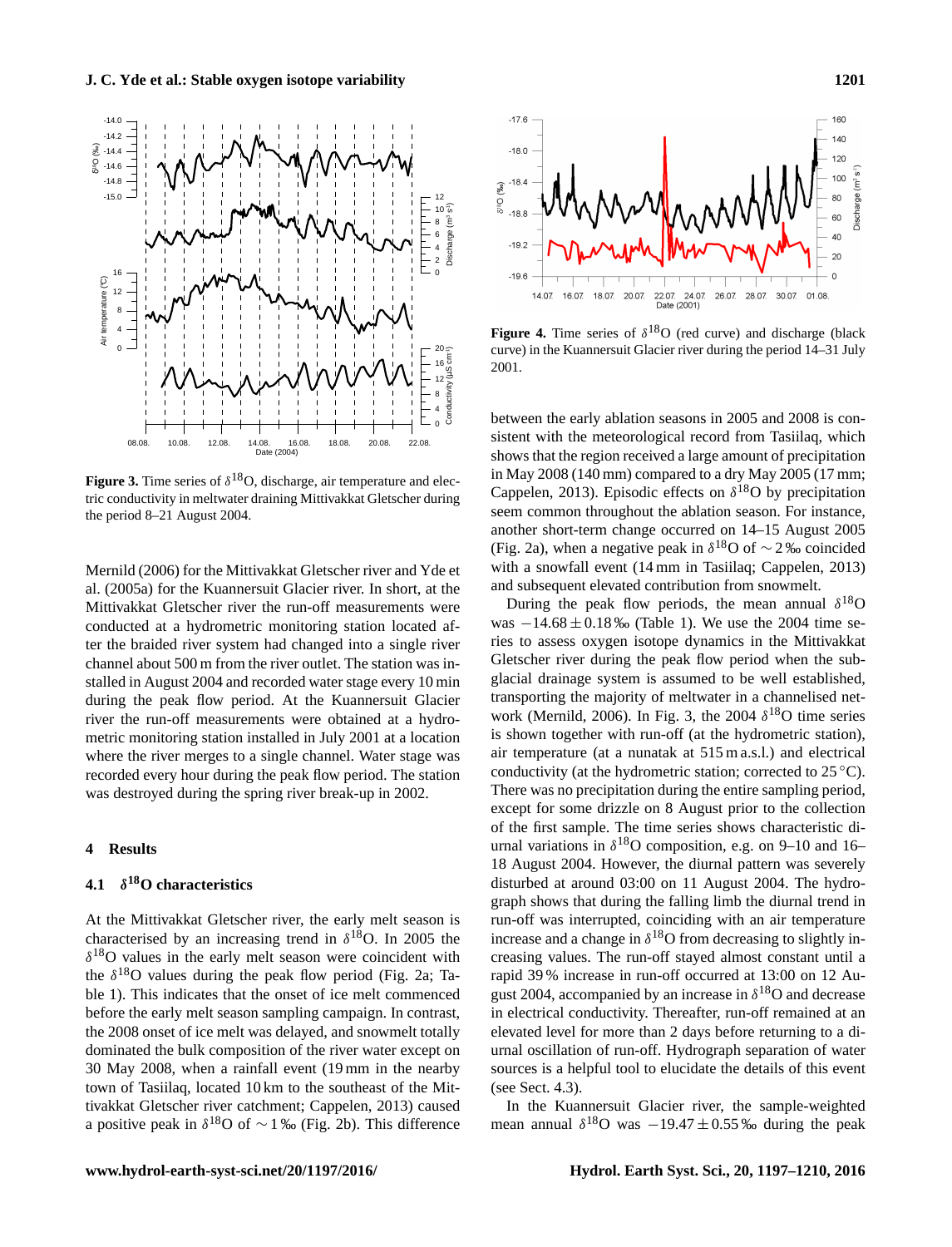**Figure 3.** Time series of $\delta^{18}$O, discharge, air temperature and electric conductivity in meltwater draining Mittivakkat Gletscher during the period 8–21 August 2004.

Mernild (2006) for the Mittivakkat Gletscher river and Yde et al. (2005a) for the Kuannersuit Glacier river. In short, at the Mittivakkat Gletscher river the run-off measurements were conducted at a hydrometric monitoring station located after the braided river system had changed into a single river channel about 500 m from the river outlet. The station was installed in August 2004 and recorded water stage every 10 min during the peak flow period. At the Kuannersuit Glacier river the run-off measurements were obtained at a hydrometric monitoring station installed in July 2001 at a location where the river merges to a single channel. Water stage was recorded every hour during the peak flow period. The station was destroyed during the spring river break-up in 2002.

## 4 Results

### 4.1 $\delta^{18}$O characteristics

At the Mittivakkat Gletscher river, the early melt season is characterised by an increasing trend in $\delta^{18}$O. In 2005 the $\delta^{18}$O values in the early melt season were coincident with the $\delta^{18}$O values during the peak flow period (Fig. 2a; Table 1). This indicates that the onset of ice melt commenced before the early melt season sampling campaign. In contrast, the 2008 onset of ice melt was delayed, and snowmelt totally dominated the bulk composition of the river water except on 30 May 2008, when a rainfall event (19 mm in the nearby town of Tasiilaq, located 10 km to the southeast of the Mittivakkat Gletscher river catchment; Cappelen, 2013) caused a positive peak in $\delta^{18}$O of $\sim 1$ ‰ (Fig. 2b). This difference between the early ablation seasons in 2005 and 2008 is consistent with the meteorological record from Tasiilaq, which shows that the region received a large amount of precipitation in May 2008 (140 mm) compared to a dry May 2005 (17 mm; Cappelen, 2013). Episodic effects on $\delta^{18}$O by precipitation seem common throughout the ablation season. For instance, another short-term change occurred on 14–15 August 2005 (Fig. 2a), when a negative peak in $\delta^{18}$O of $\sim 2$ ‰ coincided with a snowfall event (14 mm in Tasiilaq; Cappelen, 2013) and subsequent elevated contribution from snowmelt.

**Figure 4.** Time series of $\delta^{18}$O (red curve) and discharge (black curve) in the Kuannersuit Glacier river during the period 14–31 July 2001.

During the peak flow periods, the mean annual $\delta^{18}$O was $-14.68 \pm 0.18$ ‰ (Table 1). We use the 2004 time series to assess oxygen isotope dynamics in the Mittivakkat Gletscher river during the peak flow period when the subglacial drainage system is assumed to be well established, transporting the majority of meltwater in a channelised network (Mernild, 2006). In Fig. 3, the 2004 $\delta^{18}$O time series is shown together with run-off (at the hydrometric station), air temperature (at a nunatak at 515 m a.s.l.) and electrical conductivity (at the hydrometric station; corrected to 25 °C). There was no precipitation during the entire sampling period, except for some drizzle on 8 August prior to the collection of the first sample. The time series shows characteristic diurnal variations in $\delta^{18}$O composition, e.g. on 9–10 and 16–18 August 2004. However, the diurnal pattern was severely disturbed at around 03:00 on 11 August 2004. The hydrograph shows that during the falling limb the diurnal trend in run-off was interrupted, coinciding with an air temperature increase and a change in $\delta^{18}$O from decreasing to slightly increasing values. The run-off stayed almost constant until a rapid 39 % increase in run-off occurred at 13:00 on 12 August 2004, accompanied by an increase in $\delta^{18}$O and decrease in electrical conductivity. Thereafter, run-off remained at an elevated level for more than 2 days before returning to a diurnal oscillation of run-off. Hydrograph separation of water sources is a helpful tool to elucidate the details of this event (see Sect. 4.3).

In the Kuannersuit Glacier river, the sample-weighted mean annual $\delta^{18}$O was $-19.47 \pm 0.55$ ‰ during the peak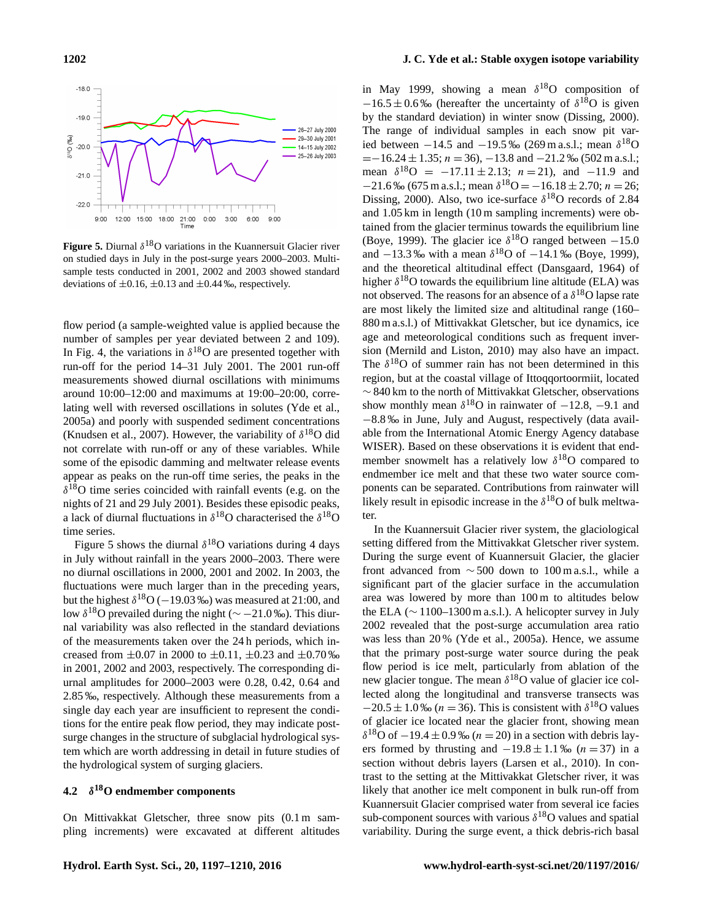**Figure 5.** Diurnal $\delta^{18}$O variations in the Kuannersuit Glacier river on studied days in July in the post-surge years 2000–2003. Multi-sample tests conducted in 2001, 2002 and 2003 showed standard deviations of ±0.16, ±0.13 and ±0.44 ‰, respectively.

flow period (a sample-weighted value is applied because the number of samples per year deviated between 2 and 109). In Fig. 4, the variations in $\delta^{18}$O are presented together with run-off for the period 14–31 July 2001. The 2001 run-off measurements showed diurnal oscillations with minimums around 10:00–12:00 and maximums at 19:00–20:00, correlating well with reversed oscillations in solutes (Yde et al., 2005a) and poorly with suspended sediment concentrations (Knudsen et al., 2007). However, the variability of $\delta^{18}$O did not correlate with run-off or any of these variables. While some of the episodic damming and meltwater release events appear as peaks on the run-off time series, the peaks in the $\delta^{18}$O time series coincided with rainfall events (e.g. on the nights of 21 and 29 July 2001). Besides these episodic peaks, a lack of diurnal fluctuations in $\delta^{18}$O characterised the $\delta^{18}$O time series.

Figure 5 shows the diurnal $\delta^{18}$O variations during 4 days in July without rainfall in the years 2000–2003. There were no diurnal oscillations in 2000, 2001 and 2002. In 2003, the fluctuations were much larger than in the preceding years, but the highest $\delta^{18}$O (−19.03 ‰) was measured at 21:00, and low $\delta^{18}$O prevailed during the night (∼ −21.0 ‰). This diurnal variability was also reflected in the standard deviations of the measurements taken over the 24 h periods, which increased from ±0.07 in 2000 to ±0.11, ±0.23 and ±0.70 ‰ in 2001, 2002 and 2003, respectively. The corresponding diurnal amplitudes for 2000–2003 were 0.28, 0.42, 0.64 and 2.85 ‰, respectively. Although these measurements from a single day each year are insufficient to represent the conditions for the entire peak flow period, they may indicate post-surge changes in the structure of subglacial hydrological system which are worth addressing in detail in future studies of the hydrological system of surging glaciers.

### 4.2 $\delta^{18}$O endmember components

On Mittivakkat Gletscher, three snow pits (0.1 m sampling increments) were excavated at different altitudes in May 1999, showing a mean $\delta^{18}$O composition of $-16.5 \pm 0.6$ ‰ (hereafter the uncertainty of $\delta^{18}$O is given by the standard deviation) in winter snow (Dissing, 2000). The range of individual samples in each snow pit varied between −14.5 and −19.5 ‰ (269 m a.s.l.; mean $\delta^{18}$O $= -16.24 \pm 1.35$; $n = 36$), −13.8 and −21.2 ‰ (502 m a.s.l.; mean $\delta^{18}$O $= -17.11 \pm 2.13$; $n = 21$), and −11.9 and −21.6 ‰ (675 m a.s.l.; mean $\delta^{18}$O $= -16.18 \pm 2.70$; $n = 26$; Dissing, 2000). Also, two ice-surface $\delta^{18}$O records of 2.84 and 1.05 km in length (10 m sampling increments) were obtained from the glacier terminus towards the equilibrium line (Boye, 1999). The glacier ice $\delta^{18}$O ranged between −15.0 and −13.3 ‰ with a mean $\delta^{18}$O of −14.1 ‰ (Boye, 1999), and the theoretical altitudinal effect (Dansgaard, 1964) of higher $\delta^{18}$O towards the equilibrium line altitude (ELA) was not observed. The reasons for an absence of a $\delta^{18}$O lapse rate are most likely the limited size and altitudinal range (160–880 m a.s.l.) of Mittivakkat Gletscher, but ice dynamics, ice age and meteorological conditions such as frequent inversion (Mernild and Liston, 2010) may also have an impact. The $\delta^{18}$O of summer rain has not been determined in this region, but at the coastal village of Ittoqqortoormiit, located ∼ 840 km to the north of Mittivakkat Gletscher, observations show monthly mean $\delta^{18}$O in rainwater of −12.8, −9.1 and −8.8 ‰ in June, July and August, respectively (data available from the International Atomic Energy Agency database WISER). Based on these observations it is evident that endmember snowmelt has a relatively low $\delta^{18}$O compared to endmember ice melt and that these two water source components can be separated. Contributions from rainwater will likely result in episodic increase in the $\delta^{18}$O of bulk meltwater.

In the Kuannersuit Glacier river system, the glaciological setting differed from the Mittivakkat Gletscher river system. During the surge event of Kuannersuit Glacier, the glacier front advanced from ∼ 500 down to 100 m a.s.l., while a significant part of the glacier surface in the accumulation area was lowered by more than 100 m to altitudes below the ELA (∼ 1100–1300 m a.s.l.). A helicopter survey in July 2002 revealed that the post-surge accumulation area ratio was less than 20 % (Yde et al., 2005a). Hence, we assume that the primary post-surge water source during the peak flow period is ice melt, particularly from ablation of the new glacier tongue. The mean $\delta^{18}$O value of glacier ice collected along the longitudinal and transverse transects was $-20.5 \pm 1.0$ ‰ ($n = 36$). This is consistent with $\delta^{18}$O values of glacier ice located near the glacier front, showing mean $\delta^{18}$O of $-19.4 \pm 0.9$ ‰ ($n = 20$) in a section with debris layers formed by thrusting and $-19.8 \pm 1.1$ ‰ ($n = 37$) in a section without debris layers (Larsen et al., 2010). In contrast to the setting at the Mittivakkat Gletscher river, it was likely that another ice melt component in bulk run-off from Kuannersuit Glacier comprised water from several ice facies sub-component sources with various $\delta^{18}$O values and spatial variability. During the surge event, a thick debris-rich basal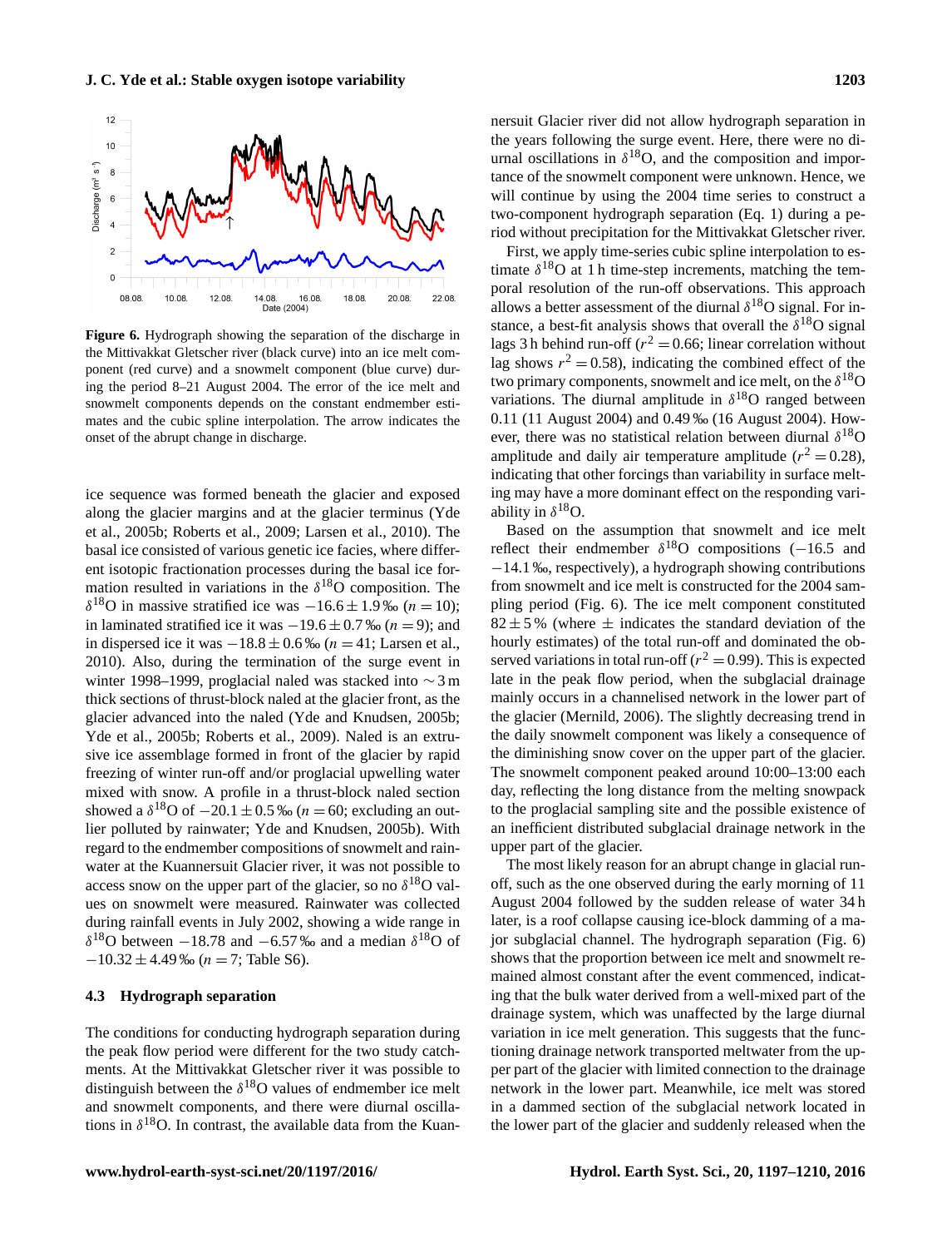**Figure 6.** Hydrograph showing the separation of the discharge in the Mittivakkat Gletscher river (black curve) into an ice melt component (red curve) and a snowmelt component (blue curve) during the period 8–21 August 2004. The error of the ice melt and snowmelt components depends on the constant endmember estimates and the cubic spline interpolation. The arrow indicates the onset of the abrupt change in discharge.

ice sequence was formed beneath the glacier and exposed along the glacier margins and at the glacier terminus (Yde et al., 2005b; Roberts et al., 2009; Larsen et al., 2010). The basal ice consisted of various genetic ice facies, where different isotopic fractionation processes during the basal ice formation resulted in variations in the $\delta^{18}$O composition. The $\delta^{18}$O in massive stratified ice was $-16.6 \pm 1.9$ ‰ ($n = 10$); in laminated stratified ice it was $-19.6 \pm 0.7$ ‰ ($n = 9$); and in dispersed ice it was $-18.8 \pm 0.6$ ‰ ($n = 41$; Larsen et al., 2010). Also, during the termination of the surge event in winter 1998–1999, proglacial naled was stacked into $\sim 3$ m thick sections of thrust-block naled at the glacier front, as the glacier advanced into the naled (Yde and Knudsen, 2005b; Yde et al., 2005b; Roberts et al., 2009). Naled is an extrusive ice assemblage formed in front of the glacier by rapid freezing of winter run-off and/or proglacial upwelling water mixed with snow. A profile in a thrust-block naled section showed a $\delta^{18}$O of $-20.1 \pm 0.5$ ‰ ($n = 60$; excluding an outlier polluted by rainwater; Yde and Knudsen, 2005b). With regard to the endmember compositions of snowmelt and rainwater at the Kuannersuit Glacier river, it was not possible to access snow on the upper part of the glacier, so no $\delta^{18}$O values on snowmelt were measured. Rainwater was collected during rainfall events in July 2002, showing a wide range in $\delta^{18}$O between $-18.78$ and $-6.57$ ‰ and a median $\delta^{18}$O of $-10.32 \pm 4.49$ ‰ ($n = 7$; Table S6).

### 4.3 Hydrograph separation

The conditions for conducting hydrograph separation during the peak flow period were different for the two study catchments. At the Mittivakkat Gletscher river it was possible to distinguish between the $\delta^{18}$O values of endmember ice melt and snowmelt components, and there were diurnal oscillations in $\delta^{18}$O. In contrast, the available data from the Kuannersuit Glacier river did not allow hydrograph separation in the years following the surge event. Here, there were no diurnal oscillations in $\delta^{18}$O, and the composition and importance of the snowmelt component were unknown. Hence, we will continue by using the 2004 time series to construct a two-component hydrograph separation (Eq. 1) during a period without precipitation for the Mittivakkat Gletscher river.

First, we apply time-series cubic spline interpolation to estimate $\delta^{18}$O at 1 h time-step increments, matching the temporal resolution of the run-off observations. This approach allows a better assessment of the diurnal $\delta^{18}$O signal. For instance, a best-fit analysis shows that overall the $\delta^{18}$O signal lags 3 h behind run-off ($r^2 = 0.66$; linear correlation without lag shows $r^2 = 0.58$), indicating the combined effect of the two primary components, snowmelt and ice melt, on the $\delta^{18}$O variations. The diurnal amplitude in $\delta^{18}$O ranged between 0.11 (11 August 2004) and 0.49 ‰ (16 August 2004). However, there was no statistical relation between diurnal $\delta^{18}$O amplitude and daily air temperature amplitude ($r^2 = 0.28$), indicating that other forcings than variability in surface melting may have a more dominant effect on the responding variability in $\delta^{18}$O.

Based on the assumption that snowmelt and ice melt reflect their endmember $\delta^{18}$O compositions ($-16.5$ and $-14.1$ ‰, respectively), a hydrograph showing contributions from snowmelt and ice melt is constructed for the 2004 sampling period (Fig. 6). The ice melt component constituted $82 \pm 5$ % (where $\pm$ indicates the standard deviation of the hourly estimates) of the total run-off and dominated the observed variations in total run-off ($r^2 = 0.99$). This is expected late in the peak flow period, when the subglacial drainage mainly occurs in a channelised network in the lower part of the glacier (Mernild, 2006). The slightly decreasing trend in the daily snowmelt component was likely a consequence of the diminishing snow cover on the upper part of the glacier. The snowmelt component peaked around 10:00–13:00 each day, reflecting the long distance from the melting snowpack to the proglacial sampling site and the possible existence of an inefficient distributed subglacial drainage network in the upper part of the glacier.

The most likely reason for an abrupt change in glacial run-off, such as the one observed during the early morning of 11 August 2004 followed by the sudden release of water 34 h later, is a roof collapse causing ice-block damming of a major subglacial channel. The hydrograph separation (Fig. 6) shows that the proportion between ice melt and snowmelt remained almost constant after the event commenced, indicating that the bulk water derived from a well-mixed part of the drainage system, which was unaffected by the large diurnal variation in ice melt generation. This suggests that the functioning drainage network transported meltwater from the upper part of the glacier with limited connection to the drainage network in the lower part. Meanwhile, ice melt was stored in a dammed section of the subglacial network located in the lower part of the glacier and suddenly released when the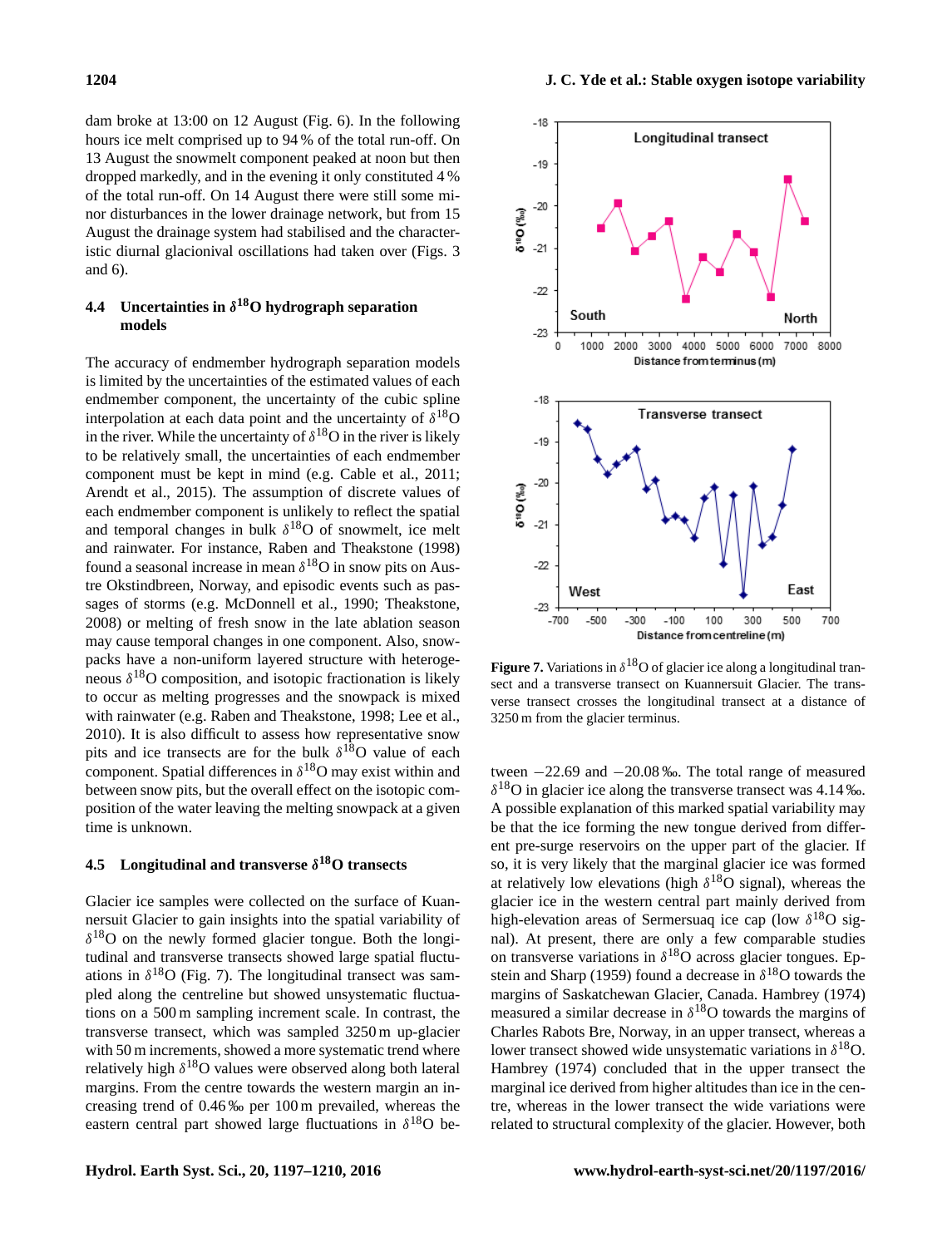dam broke at 13:00 on 12 August (Fig. 6). In the following hours ice melt comprised up to 94 % of the total run-off. On 13 August the snowmelt component peaked at noon but then dropped markedly, and in the evening it only constituted 4 % of the total run-off. On 14 August there were still some minor disturbances in the lower drainage network, but from 15 August the drainage system had stabilised and the characteristic diurnal glacionival oscillations had taken over (Figs. 3 and 6).

### 4.4 Uncertainties in $\delta^{18}$O hydrograph separation models

The accuracy of endmember hydrograph separation models is limited by the uncertainties of the estimated values of each endmember component, the uncertainty of the cubic spline interpolation at each data point and the uncertainty of $\delta^{18}$O in the river. While the uncertainty of $\delta^{18}$O in the river is likely to be relatively small, the uncertainties of each endmember component must be kept in mind (e.g. Cable et al., 2011; Arendt et al., 2015). The assumption of discrete values of each endmember component is unlikely to reflect the spatial and temporal changes in bulk $\delta^{18}$O of snowmelt, ice melt and rainwater. For instance, Raben and Theakstone (1998) found a seasonal increase in mean $\delta^{18}$O in snow pits on Austre Okstindbreen, Norway, and episodic events such as passages of storms (e.g. McDonnell et al., 1990; Theakstone, 2008) or melting of fresh snow in the late ablation season may cause temporal changes in one component. Also, snowpacks have a non-uniform layered structure with heterogeneous $\delta^{18}$O composition, and isotopic fractionation is likely to occur as melting progresses and the snowpack is mixed with rainwater (e.g. Raben and Theakstone, 1998; Lee et al., 2010). It is also difficult to assess how representative snow pits and ice transects are for the bulk $\delta^{18}$O value of each component. Spatial differences in $\delta^{18}$O may exist within and between snow pits, but the overall effect on the isotopic composition of the water leaving the melting snowpack at a given time is unknown.

### 4.5 Longitudinal and transverse $\delta^{18}$O transects

Glacier ice samples were collected on the surface of Kuannersuit Glacier to gain insights into the spatial variability of $\delta^{18}$O on the newly formed glacier tongue. Both the longitudinal and transverse transects showed large spatial fluctuations in $\delta^{18}$O (Fig. 7). The longitudinal transect was sampled along the centreline but showed unsystematic fluctuations on a 500 m sampling increment scale. In contrast, the transverse transect, which was sampled 3250 m up-glacier with 50 m increments, showed a more systematic trend where relatively high $\delta^{18}$O values were observed along both lateral margins. From the centre towards the western margin an increasing trend of 0.46 ‰ per 100 m prevailed, whereas the eastern central part showed large fluctuations in $\delta^{18}$O between −22.69 and −20.08 ‰. The total range of measured $\delta^{18}$O in glacier ice along the transverse transect was 4.14 ‰. A possible explanation of this marked spatial variability may be that the ice forming the new tongue derived from different pre-surge reservoirs on the upper part of the glacier. If so, it is very likely that the marginal glacier ice was formed at relatively low elevations (high $\delta^{18}$O signal), whereas the glacier ice in the western central part mainly derived from high-elevation areas of Sermersuaq ice cap (low $\delta^{18}$O signal). At present, there are only a few comparable studies on transverse variations in $\delta^{18}$O across glacier tongues. Epstein and Sharp (1959) found a decrease in $\delta^{18}$O towards the margins of Saskatchewan Glacier, Canada. Hambrey (1974) measured a similar decrease in $\delta^{18}$O towards the margins of Charles Rabots Bre, Norway, in an upper transect, whereas a lower transect showed wide unsystematic variations in $\delta^{18}$O. Hambrey (1974) concluded that in the upper transect the marginal ice derived from higher altitudes than ice in the centre, whereas in the lower transect the wide variations were related to structural complexity of the glacier. However, both

**Figure 7.** Variations in $\delta^{18}$O of glacier ice along a longitudinal transect and a transverse transect on Kuannersuit Glacier. The transverse transect crosses the longitudinal transect at a distance of 3250 m from the glacier terminus.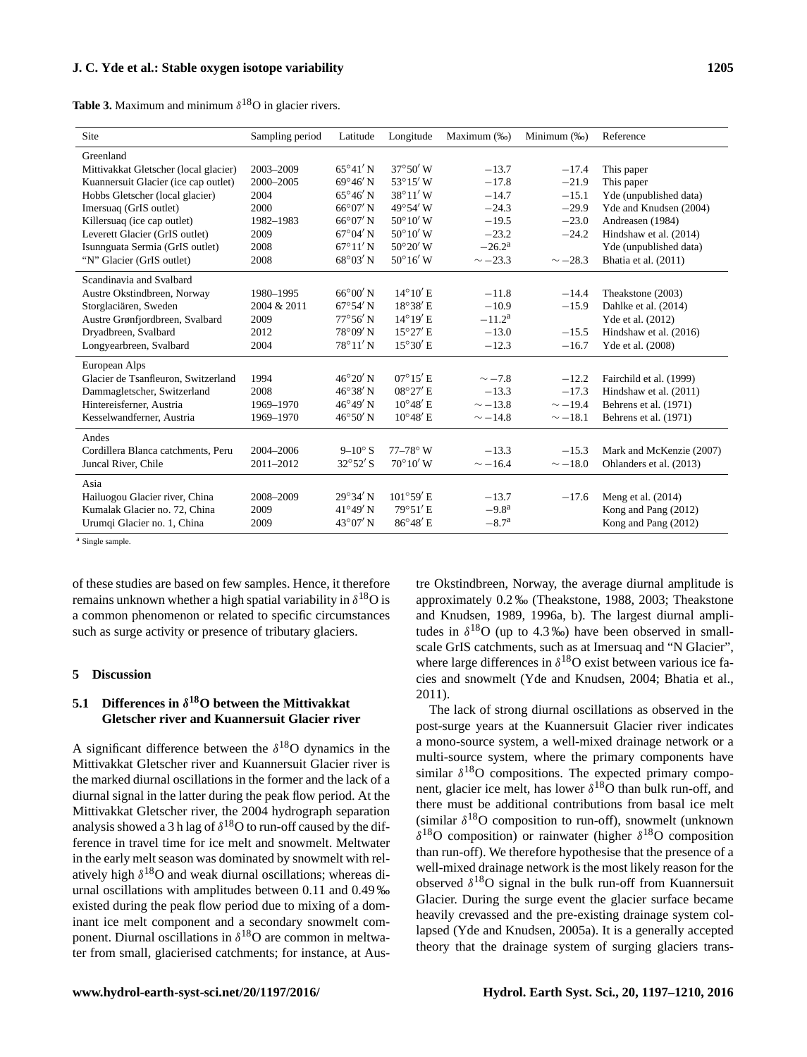**Table 3.** Maximum and minimum $\delta^{18}$O in glacier rivers.

| Site | Sampling period | Latitude | Longitude | Maximum (‰) | Minimum (‰) | Reference |
|---|---|---|---|---|---|---|
| Greenland | | | | | | |
| Mittivakkat Gletscher (local glacier) | 2003–2009 | 65°41′ N | 37°50′ W | −13.7 | −17.4 | This paper |
| Kuannersuit Glacier (ice cap outlet) | 2000–2005 | 69°46′ N | 53°15′ W | −17.8 | −21.9 | This paper |
| Hobbs Gletscher (local glacier) | 2004 | 65°46′ N | 38°11′ W | −14.7 | −15.1 | Yde (unpublished data) |
| Imersuaq (GrIS outlet) | 2000 | 66°07′ N | 49°54′ W | −24.3 | −29.9 | Yde and Knudsen (2004) |
| Killersuaq (ice cap outlet) | 1982–1983 | 66°07′ N | 50°10′ W | −19.5 | −23.0 | Andreasen (1984) |
| Leverett Glacier (GrIS outlet) | 2009 | 67°04′ N | 50°10′ W | −23.2 | −24.2 | Hindshaw et al. (2014) |
| Isunnguata Sermia (GrIS outlet) | 2008 | 67°11′ N | 50°20′ W | −26.2[a] | | Yde (unpublished data) |
| "N" Glacier (GrIS outlet) | 2008 | 68°03′ N | 50°16′ W | ∼ −23.3 | ∼ −28.3 | Bhatia et al. (2011) |
| Scandinavia and Svalbard | | | | | | |
| Austre Okstindbreen, Norway | 1980–1995 | 66°00′ N | 14°10′ E | −11.8 | −14.4 | Theakstone (2003) |
| Storglaciären, Sweden | 2004 & 2011 | 67°54′ N | 18°38′ E | −10.9 | −15.9 | Dahlke et al. (2014) |
| Austre Grønfjordbreen, Svalbard | 2009 | 77°56′ N | 14°19′ E | −11.2[a] | | Yde et al. (2012) |
| Dryadbreen, Svalbard | 2012 | 78°09′ N | 15°27′ E | −13.0 | −15.5 | Hindshaw et al. (2016) |
| Longyearbreen, Svalbard | 2004 | 78°11′ N | 15°30′ E | −12.3 | −16.7 | Yde et al. (2008) |
| European Alps | | | | | | |
| Glacier de Tsanfleuron, Switzerland | 1994 | 46°20′ N | 07°15′ E | ∼ −7.8 | −12.2 | Fairchild et al. (1999) |
| Dammagletscher, Switzerland | 2008 | 46°38′ N | 08°27′ E | −13.3 | −17.3 | Hindshaw et al. (2011) |
| Hintereisferner, Austria | 1969–1970 | 46°49′ N | 10°48′ E | ∼ −13.8 | ∼ −19.4 | Behrens et al. (1971) |
| Kesselwandferner, Austria | 1969–1970 | 46°50′ N | 10°48′ E | ∼ −14.8 | ∼ −18.1 | Behrens et al. (1971) |
| Andes | | | | | | |
| Cordillera Blanca catchments, Peru | 2004–2006 | 9–10° S | 77–78° W | −13.3 | −15.3 | Mark and McKenzie (2007) |
| Juncal River, Chile | 2011–2012 | 32°52′ S | 70°10′ W | ∼ −16.4 | ∼ −18.0 | Ohlanders et al. (2013) |
| Asia | | | | | | |
| Hailuogou Glacier river, China | 2008–2009 | 29°34′ N | 101°59′ E | −13.7 | −17.6 | Meng et al. (2014) |
| Kumalak Glacier no. 72, China | 2009 | 41°49′ N | 79°51′ E | −9.8[a] | | Kong and Pang (2012) |
| Urumqi Glacier no. 1, China | 2009 | 43°07′ N | 86°48′ E | −8.7[a] | | Kong and Pang (2012) |

[a] Single sample.

of these studies are based on few samples. Hence, it therefore remains unknown whether a high spatial variability in $\delta^{18}$O is a common phenomenon or related to specific circumstances such as surge activity or presence of tributary glaciers.

## 5 Discussion

### 5.1 Differences in $\delta^{18}$O between the Mittivakkat Gletscher river and Kuannersuit Glacier river

A significant difference between the $\delta^{18}$O dynamics in the Mittivakkat Gletscher river and Kuannersuit Glacier river is the marked diurnal oscillations in the former and the lack of a diurnal signal in the latter during the peak flow period. At the Mittivakkat Gletscher river, the 2004 hydrograph separation analysis showed a 3 h lag of $\delta^{18}$O to run-off caused by the difference in travel time for ice melt and snowmelt. Meltwater in the early melt season was dominated by snowmelt with relatively high $\delta^{18}$O and weak diurnal oscillations; whereas diurnal oscillations with amplitudes between 0.11 and 0.49 ‰ existed during the peak flow period due to mixing of a dominant ice melt component and a secondary snowmelt component. Diurnal oscillations in $\delta^{18}$O are common in meltwater from small, glacierised catchments; for instance, at Austre Okstindbreen, Norway, the average diurnal amplitude is approximately 0.2 ‰ (Theakstone, 1988, 2003; Theakstone and Knudsen, 1989, 1996a, b). The largest diurnal amplitudes in $\delta^{18}$O (up to 4.3 ‰) have been observed in small-scale GrIS catchments, such as at Imersuaq and "N Glacier", where large differences in $\delta^{18}$O exist between various ice facies and snowmelt (Yde and Knudsen, 2004; Bhatia et al., 2011).

The lack of strong diurnal oscillations as observed in the post-surge years at the Kuannersuit Glacier river indicates a mono-source system, a well-mixed drainage network or a multi-source system, where the primary components have similar $\delta^{18}$O compositions. The expected primary component, glacier ice melt, has lower $\delta^{18}$O than bulk run-off, and there must be additional contributions from basal ice melt (similar $\delta^{18}$O composition to run-off), snowmelt (unknown $\delta^{18}$O composition) or rainwater (higher $\delta^{18}$O composition than run-off). We therefore hypothesise that the presence of a well-mixed drainage network is the most likely reason for the observed $\delta^{18}$O signal in the bulk run-off from Kuannersuit Glacier. During the surge event the glacier surface became heavily crevassed and the pre-existing drainage system collapsed (Yde and Knudsen, 2005a). It is a generally accepted theory that the drainage system of surging glaciers trans-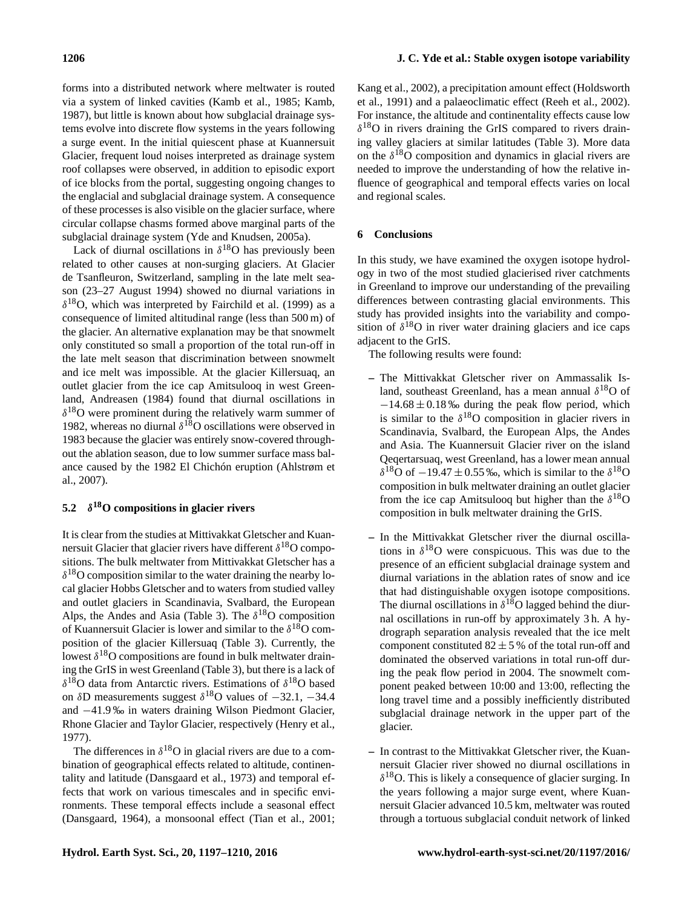forms into a distributed network where meltwater is routed via a system of linked cavities (Kamb et al., 1985; Kamb, 1987), but little is known about how subglacial drainage systems evolve into discrete flow systems in the years following a surge event. In the initial quiescent phase at Kuannersuit Glacier, frequent loud noises interpreted as drainage system roof collapses were observed, in addition to episodic export of ice blocks from the portal, suggesting ongoing changes to the englacial and subglacial drainage system. A consequence of these processes is also visible on the glacier surface, where circular collapse chasms formed above marginal parts of the subglacial drainage system (Yde and Knudsen, 2005a).

Lack of diurnal oscillations in $\delta^{18}$O has previously been related to other causes at non-surging glaciers. At Glacier de Tsanfleuron, Switzerland, sampling in the late melt season (23–27 August 1994) showed no diurnal variations in $\delta^{18}$O, which was interpreted by Fairchild et al. (1999) as a consequence of limited altitudinal range (less than 500 m) of the glacier. An alternative explanation may be that snowmelt only constituted so small a proportion of the total run-off in the late melt season that discrimination between snowmelt and ice melt was impossible. At the glacier Killersuaq, an outlet glacier from the ice cap Amitsulooq in west Greenland, Andreasen (1984) found that diurnal oscillations in $\delta^{18}$O were prominent during the relatively warm summer of 1982, whereas no diurnal $\delta^{18}$O oscillations were observed in 1983 because the glacier was entirely snow-covered throughout the ablation season, due to low summer surface mass balance caused by the 1982 El Chichón eruption (Ahlstrøm et al., 2007).

## 5.2 $\delta^{18}$O compositions in glacier rivers

It is clear from the studies at Mittivakkat Gletscher and Kuannersuit Glacier that glacier rivers have different $\delta^{18}$O compositions. The bulk meltwater from Mittivakkat Gletscher has a $\delta^{18}$O composition similar to the water draining the nearby local glacier Hobbs Gletscher and to waters from studied valley and outlet glaciers in Scandinavia, Svalbard, the European Alps, the Andes and Asia (Table 3). The $\delta^{18}$O composition of Kuannersuit Glacier is lower and similar to the $\delta^{18}$O composition of the glacier Killersuaq (Table 3). Currently, the lowest $\delta^{18}$O compositions are found in bulk meltwater draining the GrIS in west Greenland (Table 3), but there is a lack of $\delta^{18}$O data from Antarctic rivers. Estimations of $\delta^{18}$O based on $\delta$D measurements suggest $\delta^{18}$O values of −32.1, −34.4 and −41.9 ‰ in waters draining Wilson Piedmont Glacier, Rhone Glacier and Taylor Glacier, respectively (Henry et al., 1977).

The differences in $\delta^{18}$O in glacial rivers are due to a combination of geographical effects related to altitude, continentality and latitude (Dansgaard et al., 1973) and temporal effects that work on various timescales and in specific environments. These temporal effects include a seasonal effect (Dansgaard, 1964), a monsoonal effect (Tian et al., 2001; Kang et al., 2002), a precipitation amount effect (Holdsworth et al., 1991) and a palaeoclimatic effect (Reeh et al., 2002). For instance, the altitude and continentality effects cause low $\delta^{18}$O in rivers draining the GrIS compared to rivers draining valley glaciers at similar latitudes (Table 3). More data on the $\delta^{18}$O composition and dynamics in glacial rivers are needed to improve the understanding of how the relative influence of geographical and temporal effects varies on local and regional scales.

# 6 Conclusions

In this study, we have examined the oxygen isotope hydrology in two of the most studied glacierised river catchments in Greenland to improve our understanding of the prevailing differences between contrasting glacial environments. This study has provided insights into the variability and composition of $\delta^{18}$O in river water draining glaciers and ice caps adjacent to the GrIS.

The following results were found:

– The Mittivakkat Gletscher river on Ammassalik Island, southeast Greenland, has a mean annual $\delta^{18}$O of $-14.68 \pm 0.18$ ‰ during the peak flow period, which is similar to the $\delta^{18}$O composition in glacier rivers in Scandinavia, Svalbard, the European Alps, the Andes and Asia. The Kuannersuit Glacier river on the island Qeqertarsuaq, west Greenland, has a lower mean annual $\delta^{18}$O of $-19.47 \pm 0.55$ ‰, which is similar to the $\delta^{18}$O composition in bulk meltwater draining an outlet glacier from the ice cap Amitsulooq but higher than the $\delta^{18}$O composition in bulk meltwater draining the GrIS.

– In the Mittivakkat Gletscher river the diurnal oscillations in $\delta^{18}$O were conspicuous. This was due to the presence of an efficient subglacial drainage system and diurnal variations in the ablation rates of snow and ice that had distinguishable oxygen isotope compositions. The diurnal oscillations in $\delta^{18}$O lagged behind the diurnal oscillations in run-off by approximately 3 h. A hydrograph separation analysis revealed that the ice melt component constituted $82 \pm 5$ % of the total run-off and dominated the observed variations in total run-off during the peak flow period in 2004. The snowmelt component peaked between 10:00 and 13:00, reflecting the long travel time and a possibly inefficiently distributed subglacial drainage network in the upper part of the glacier.

– In contrast to the Mittivakkat Gletscher river, the Kuannersuit Glacier river showed no diurnal oscillations in $\delta^{18}$O. This is likely a consequence of glacier surging. In the years following a major surge event, where Kuannersuit Glacier advanced 10.5 km, meltwater was routed through a tortuous subglacial conduit network of linked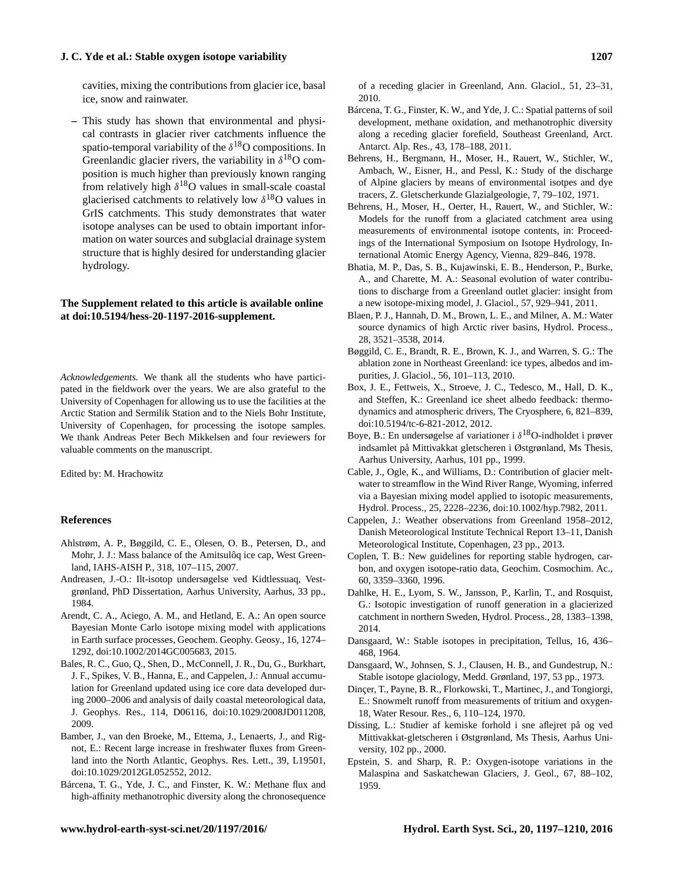cavities, mixing the contributions from glacier ice, basal ice, snow and rainwater.

– This study has shown that environmental and physical contrasts in glacier river catchments influence the spatio-temporal variability of the $\delta^{18}$O compositions. In Greenlandic glacier rivers, the variability in $\delta^{18}$O composition is much higher than previously known ranging from relatively high $\delta^{18}$O values in small-scale coastal glacierised catchments to relatively low $\delta^{18}$O values in GrIS catchments. This study demonstrates that water isotope analyses can be used to obtain important information on water sources and subglacial drainage system structure that is highly desired for understanding glacier hydrology.

**The Supplement related to this article is available online at doi:10.5194/hess-20-1197-2016-supplement.**

*Acknowledgements.* We thank all the students who have participated in the fieldwork over the years. We are also grateful to the University of Copenhagen for allowing us to use the facilities at the Arctic Station and Sermilik Station and to the Niels Bohr Institute, University of Copenhagen, for processing the isotope samples. We thank Andreas Peter Bech Mikkelsen and four reviewers for valuable comments on the manuscript.

Edited by: M. Hrachowitz

## References

Ahlstrøm, A. P., Bøggild, C. E., Olesen, O. B., Petersen, D., and Mohr, J. J.: Mass balance of the Amitsulôq ice cap, West Greenland, IAHS-AISH P., 318, 107–115, 2007.

Andreasen, J.-O.: Ilt-isotop undersøgelse ved Kidtlessuaq, Vestgrønland, PhD Dissertation, Aarhus University, Aarhus, 33 pp., 1984.

Arendt, C. A., Aciego, A. M., and Hetland, E. A.: An open source Bayesian Monte Carlo isotope mixing model with applications in Earth surface processes, Geochem. Geophy. Geosy., 16, 1274–1292, doi:10.1002/2014GC005683, 2015.

Bales, R. C., Guo, Q., Shen, D., McConnell, J. R., Du, G., Burkhart, J. F., Spikes, V. B., Hanna, E., and Cappelen, J.: Annual accumulation for Greenland updated using ice core data developed during 2000–2006 and analysis of daily coastal meteorological data, J. Geophys. Res., 114, D06116, doi:10.1029/2008JD011208, 2009.

Bamber, J., van den Broeke, M., Ettema, J., Lenaerts, J., and Rignot, E.: Recent large increase in freshwater fluxes from Greenland into the North Atlantic, Geophys. Res. Lett., 39, L19501, doi:10.1029/2012GL052552, 2012.

Bárcena, T. G., Yde, J. C., and Finster, K. W.: Methane flux and high-affinity methanotrophic diversity along the chronosequence of a receding glacier in Greenland, Ann. Glaciol., 51, 23–31, 2010.

Bárcena, T. G., Finster, K. W., and Yde, J. C.: Spatial patterns of soil development, methane oxidation, and methanotrophic diversity along a receding glacier forefield, Southeast Greenland, Arct. Antarct. Alp. Res., 43, 178–188, 2011.

Behrens, H., Bergmann, H., Moser, H., Rauert, W., Stichler, W., Ambach, W., Eisner, H., and Pessl, K.: Study of the discharge of Alpine glaciers by means of environmental isotpes and dye tracers, Z. Gletscherkunde Glazialgeologie, 7, 79–102, 1971.

Behrens, H., Moser, H., Oerter, H., Rauert, W., and Stichler, W.: Models for the runoff from a glaciated catchment area using measurements of environmental isotope contents, in: Proceedings of the International Symposium on Isotope Hydrology, International Atomic Energy Agency, Vienna, 829–846, 1978.

Bhatia, M. P., Das, S. B., Kujawinski, E. B., Henderson, P., Burke, A., and Charette, M. A.: Seasonal evolution of water contributions to discharge from a Greenland outlet glacier: insight from a new isotope-mixing model, J. Glaciol., 57, 929–941, 2011.

Blaen, P. J., Hannah, D. M., Brown, L. E., and Milner, A. M.: Water source dynamics of high Arctic river basins, Hydrol. Process., 28, 3521–3538, 2014.

Bøggild, C. E., Brandt, R. E., Brown, K. J., and Warren, S. G.: The ablation zone in Northeast Greenland: ice types, albedos and impurities, J. Glaciol., 56, 101–113, 2010.

Box, J. E., Fettweis, X., Stroeve, J. C., Tedesco, M., Hall, D. K., and Steffen, K.: Greenland ice sheet albedo feedback: thermodynamics and atmospheric drivers, The Cryosphere, 6, 821–839, doi:10.5194/tc-6-821-2012, 2012.

Boye, B.: En undersøgelse af variationer i $\delta^{18}$O-indholdet i prøver indsamlet på Mittivakkat gletscheren i Østgrønland, Ms Thesis, Aarhus University, Aarhus, 101 pp., 1999.

Cable, J., Ogle, K., and Williams, D.: Contribution of glacier meltwater to streamflow in the Wind River Range, Wyoming, inferred via a Bayesian mixing model applied to isotopic measurements, Hydrol. Process., 25, 2228–2236, doi:10.1002/hyp.7982, 2011.

Cappelen, J.: Weather observations from Greenland 1958–2012, Danish Meteorological Institute Technical Report 13–11, Danish Meteorological Institute, Copenhagen, 23 pp., 2013.

Coplen, T. B.: New guidelines for reporting stable hydrogen, carbon, and oxygen isotope-ratio data, Geochim. Cosmochim. Ac., 60, 3359–3360, 1996.

Dahlke, H. E., Lyom, S. W., Jansson, P., Karlin, T., and Rosquist, G.: Isotopic investigation of runoff generation in a glacierized catchment in northern Sweden, Hydrol. Process., 28, 1383–1398, 2014.

Dansgaard, W.: Stable isotopes in precipitation, Tellus, 16, 436–468, 1964.

Dansgaard, W., Johnsen, S. J., Clausen, H. B., and Gundestrup, N.: Stable isotope glaciology, Medd. Grønland, 197, 53 pp., 1973.

Dinçer, T., Payne, B. R., Florkowski, T., Martinec, J., and Tongiorgi, E.: Snowmelt runoff from measurements of tritium and oxygen-18, Water Resour. Res., 6, 110–124, 1970.

Dissing, L.: Studier af kemiske forhold i sne aflejret på og ved Mittivakkat-gletscheren i Østgrønland, Ms Thesis, Aarhus University, 102 pp., 2000.

Epstein, S. and Sharp, R. P.: Oxygen-isotope variations in the Malaspina and Saskatchewan Glaciers, J. Geol., 67, 88–102, 1959.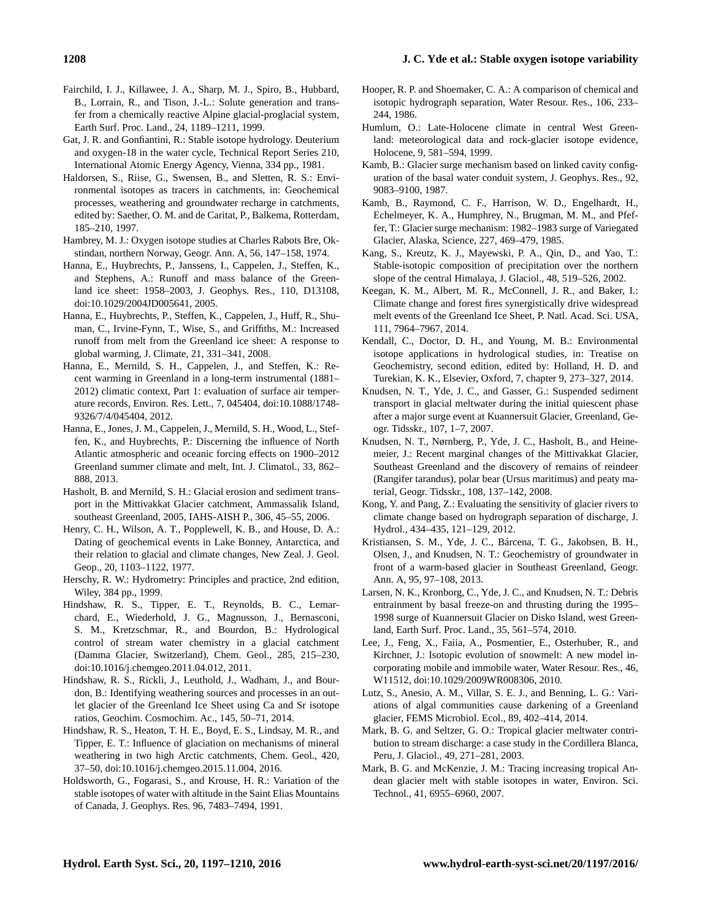Fairchild, I. J., Killawee, J. A., Sharp, M. J., Spiro, B., Hubbard, B., Lorrain, R., and Tison, J.-L.: Solute generation and transfer from a chemically reactive Alpine glacial-proglacial system, Earth Surf. Proc. Land., 24, 1189–1211, 1999.

Gat, J. R. and Gonfiantini, R.: Stable isotope hydrology. Deuterium and oxygen-18 in the water cycle, Technical Report Series 210, International Atomic Energy Agency, Vienna, 334 pp., 1981.

Haldorsen, S., Riise, G., Swensen, B., and Sletten, R. S.: Environmental isotopes as tracers in catchments, in: Geochemical processes, weathering and groundwater recharge in catchments, edited by: Saether, O. M. and de Caritat, P., Balkema, Rotterdam, 185–210, 1997.

Hambrey, M. J.: Oxygen isotope studies at Charles Rabots Bre, Okstindan, northern Norway, Geogr. Ann. A, 56, 147–158, 1974.

Hanna, E., Huybrechts, P., Janssens, I., Cappelen, J., Steffen, K., and Stephens, A.: Runoff and mass balance of the Greenland ice sheet: 1958–2003, J. Geophys. Res., 110, D13108, doi:10.1029/2004JD005641, 2005.

Hanna, E., Huybrechts, P., Steffen, K., Cappelen, J., Huff, R., Shuman, C., Irvine-Fynn, T., Wise, S., and Griffiths, M.: Increased runoff from melt from the Greenland ice sheet: A response to global warming, J. Climate, 21, 331–341, 2008.

Hanna, E., Mernild, S. H., Cappelen, J., and Steffen, K.: Recent warming in Greenland in a long-term instrumental (1881–2012) climatic context, Part 1: evaluation of surface air temperature records, Environ. Res. Lett., 7, 045404, doi:10.1088/1748-9326/7/4/045404, 2012.

Hanna, E., Jones, J. M., Cappelen, J., Mernild, S. H., Wood, L., Steffen, K., and Huybrechts, P.: Discerning the influence of North Atlantic atmospheric and oceanic forcing effects on 1900–2012 Greenland summer climate and melt, Int. J. Climatol., 33, 862–888, 2013.

Hasholt, B. and Mernild, S. H.: Glacial erosion and sediment transport in the Mittivakkat Glacier catchment, Ammassalik Island, southeast Greenland, 2005, IAHS-AISH P., 306, 45–55, 2006.

Henry, C. H., Wilson, A. T., Popplewell, K. B., and House, D. A.: Dating of geochemical events in Lake Bonney, Antarctica, and their relation to glacial and climate changes, New Zeal. J. Geol. Geop., 20, 1103–1122, 1977.

Herschy, R. W.: Hydrometry: Principles and practice, 2nd edition, Wiley, 384 pp., 1999.

Hindshaw, R. S., Tipper, E. T., Reynolds, B. C., Lemarchard, E., Wiederhold, J. G., Magnusson, J., Bernasconi, S. M., Kretzschmar, R., and Bourdon, B.: Hydrological control of stream water chemistry in a glacial catchment (Damma Glacier, Switzerland), Chem. Geol., 285, 215–230, doi:10.1016/j.chemgeo.2011.04.012, 2011.

Hindshaw, R. S., Rickli, J., Leuthold, J., Wadham, J., and Bourdon, B.: Identifying weathering sources and processes in an outlet glacier of the Greenland Ice Sheet using Ca and Sr isotope ratios, Geochim. Cosmochim. Ac., 145, 50–71, 2014.

Hindshaw, R. S., Heaton, T. H. E., Boyd, E. S., Lindsay, M. R., and Tipper, E. T.: Influence of glaciation on mechanisms of mineral weathering in two high Arctic catchments, Chem. Geol., 420, 37–50, doi:10.1016/j.chemgeo.2015.11.004, 2016.

Holdsworth, G., Fogarasi, S., and Krouse, H. R.: Variation of the stable isotopes of water with altitude in the Saint Elias Mountains of Canada, J. Geophys. Res. 96, 7483–7494, 1991.

Hooper, R. P. and Shoemaker, C. A.: A comparison of chemical and isotopic hydrograph separation, Water Resour. Res., 106, 233–244, 1986.

Humlum, O.: Late-Holocene climate in central West Greenland: meteorological data and rock-glacier isotope evidence, Holocene, 9, 581–594, 1999.

Kamb, B.: Glacier surge mechanism based on linked cavity configuration of the basal water conduit system, J. Geophys. Res., 92, 9083–9100, 1987.

Kamb, B., Raymond, C. F., Harrison, W. D., Engelhardt, H., Echelmeyer, K. A., Humphrey, N., Brugman, M. M., and Pfeffer, T.: Glacier surge mechanism: 1982–1983 surge of Variegated Glacier, Alaska, Science, 227, 469–479, 1985.

Kang, S., Kreutz, K. J., Mayewski, P. A., Qin, D., and Yao, T.: Stable-isotopic composition of precipitation over the northern slope of the central Himalaya, J. Glaciol., 48, 519–526, 2002.

Keegan, K. M., Albert, M. R., McConnell, J. R., and Baker, I.: Climate change and forest fires synergistically drive widespread melt events of the Greenland Ice Sheet, P. Natl. Acad. Sci. USA, 111, 7964–7967, 2014.

Kendall, C., Doctor, D. H., and Young, M. B.: Environmental isotope applications in hydrological studies, in: Treatise on Geochemistry, second edition, edited by: Holland, H. D. and Turekian, K. K., Elsevier, Oxford, 7, chapter 9, 273–327, 2014.

Knudsen, N. T., Yde, J. C., and Gasser, G.: Suspended sediment transport in glacial meltwater during the initial quiescent phase after a major surge event at Kuannersuit Glacier, Greenland, Geogr. Tidsskr., 107, 1–7, 2007.

Knudsen, N. T., Nørnberg, P., Yde, J. C., Hasholt, B., and Heinemeier, J.: Recent marginal changes of the Mittivakkat Glacier, Southeast Greenland and the discovery of remains of reindeer (Rangifer tarandus), polar bear (Ursus maritimus) and peaty material, Geogr. Tidsskr., 108, 137–142, 2008.

Kong, Y. and Pang, Z.: Evaluating the sensitivity of glacier rivers to climate change based on hydrograph separation of discharge, J. Hydrol., 434–435, 121–129, 2012.

Kristiansen, S. M., Yde, J. C., Bárcena, T. G., Jakobsen, B. H., Olsen, J., and Knudsen, N. T.: Geochemistry of groundwater in front of a warm-based glacier in Southeast Greenland, Geogr. Ann. A, 95, 97–108, 2013.

Larsen, N. K., Kronborg, C., Yde, J. C., and Knudsen, N. T.: Debris entrainment by basal freeze-on and thrusting during the 1995–1998 surge of Kuannersuit Glacier on Disko Island, west Greenland, Earth Surf. Proc. Land., 35, 561–574, 2010.

Lee, J., Feng, X., Faiia, A., Posmentier, E., Osterhuber, R., and Kirchner, J.: Isotopic evolution of snowmelt: A new model incorporating mobile and immobile water, Water Resour. Res., 46, W11512, doi:10.1029/2009WR008306, 2010.

Lutz, S., Anesio, A. M., Villar, S. E. J., and Benning, L. G.: Variations of algal communities cause darkening of a Greenland glacier, FEMS Microbiol. Ecol., 89, 402–414, 2014.

Mark, B. G. and Seltzer, G. O.: Tropical glacier meltwater contribution to stream discharge: a case study in the Cordillera Blanca, Peru, J. Glaciol., 49, 271–281, 2003.

Mark, B. G. and McKenzie, J. M.: Tracing increasing tropical Andean glacier melt with stable isotopes in water, Environ. Sci. Technol., 41, 6955–6960, 2007.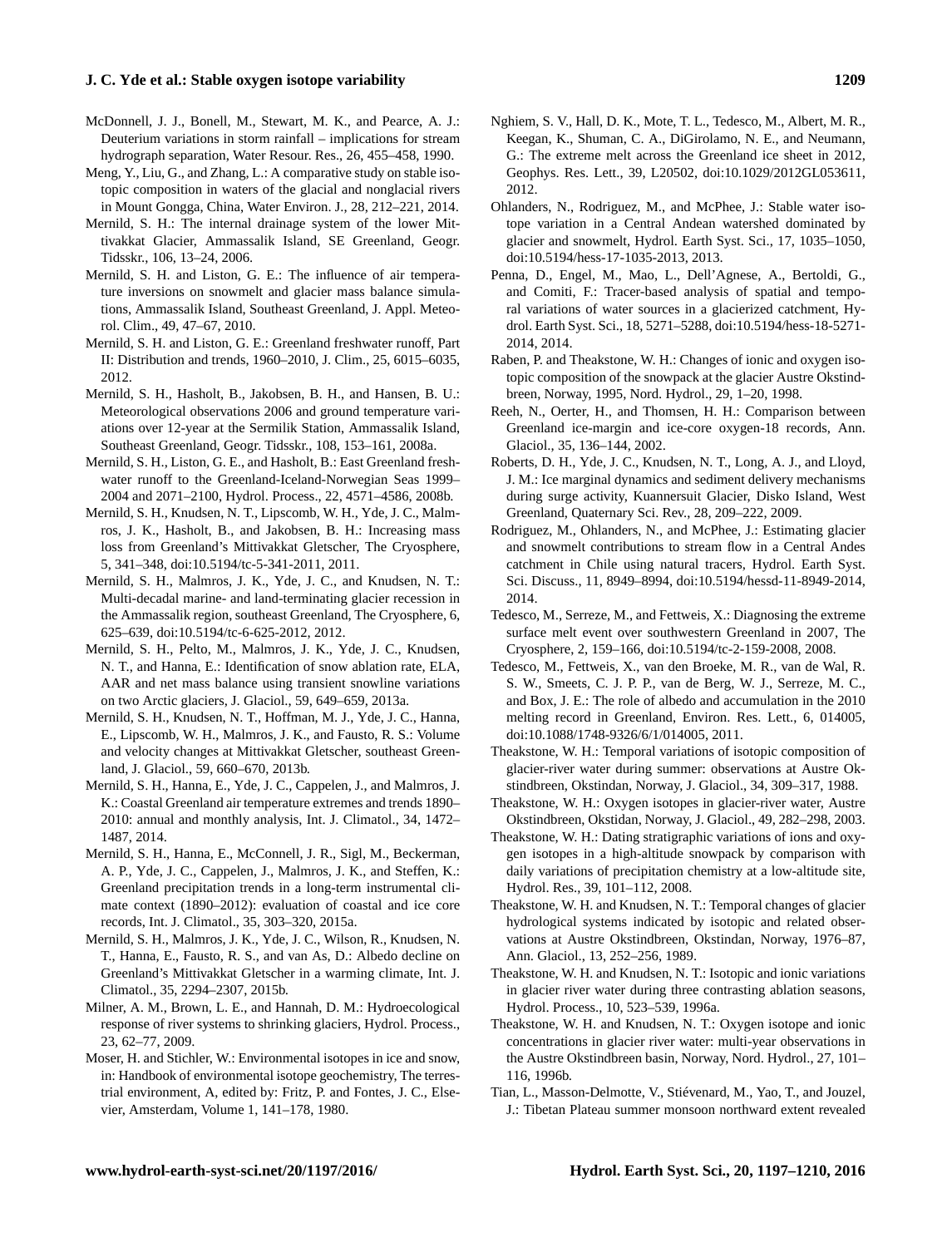McDonnell, J. J., Bonell, M., Stewart, M. K., and Pearce, A. J.: Deuterium variations in storm rainfall – implications for stream hydrograph separation, Water Resour. Res., 26, 455–458, 1990.

Meng, Y., Liu, G., and Zhang, L.: A comparative study on stable isotopic composition in waters of the glacial and nonglacial rivers in Mount Gongga, China, Water Environ. J., 28, 212–221, 2014.

Mernild, S. H.: The internal drainage system of the lower Mittivakkat Glacier, Ammassalik Island, SE Greenland, Geogr. Tidsskr., 106, 13–24, 2006.

Mernild, S. H. and Liston, G. E.: The influence of air temperature inversions on snowmelt and glacier mass balance simulations, Ammassalik Island, Southeast Greenland, J. Appl. Meteorol. Clim., 49, 47–67, 2010.

Mernild, S. H. and Liston, G. E.: Greenland freshwater runoff, Part II: Distribution and trends, 1960–2010, J. Clim., 25, 6015–6035, 2012.

Mernild, S. H., Hasholt, B., Jakobsen, B. H., and Hansen, B. U.: Meteorological observations 2006 and ground temperature variations over 12-year at the Sermilik Station, Ammassalik Island, Southeast Greenland, Geogr. Tidsskr., 108, 153–161, 2008a.

Mernild, S. H., Liston, G. E., and Hasholt, B.: East Greenland freshwater runoff to the Greenland-Iceland-Norwegian Seas 1999–2004 and 2071–2100, Hydrol. Process., 22, 4571–4586, 2008b.

Mernild, S. H., Knudsen, N. T., Lipscomb, W. H., Yde, J. C., Malmros, J. K., Hasholt, B., and Jakobsen, B. H.: Increasing mass loss from Greenland's Mittivakkat Gletscher, The Cryosphere, 5, 341–348, doi:10.5194/tc-5-341-2011, 2011.

Mernild, S. H., Malmros, J. K., Yde, J. C., and Knudsen, N. T.: Multi-decadal marine- and land-terminating glacier recession in the Ammassalik region, southeast Greenland, The Cryosphere, 6, 625–639, doi:10.5194/tc-6-625-2012, 2012.

Mernild, S. H., Pelto, M., Malmros, J. K., Yde, J. C., Knudsen, N. T., and Hanna, E.: Identification of snow ablation rate, ELA, AAR and net mass balance using transient snowline variations on two Arctic glaciers, J. Glaciol., 59, 649–659, 2013a.

Mernild, S. H., Knudsen, N. T., Hoffman, M. J., Yde, J. C., Hanna, E., Lipscomb, W. H., Malmros, J. K., and Fausto, R. S.: Volume and velocity changes at Mittivakkat Gletscher, southeast Greenland, J. Glaciol., 59, 660–670, 2013b.

Mernild, S. H., Hanna, E., Yde, J. C., Cappelen, J., and Malmros, J. K.: Coastal Greenland air temperature extremes and trends 1890–2010: annual and monthly analysis, Int. J. Climatol., 34, 1472–1487, 2014.

Mernild, S. H., Hanna, E., McConnell, J. R., Sigl, M., Beckerman, A. P., Yde, J. C., Cappelen, J., Malmros, J. K., and Steffen, K.: Greenland precipitation trends in a long-term instrumental climate context (1890–2012): evaluation of coastal and ice core records, Int. J. Climatol., 35, 303–320, 2015a.

Mernild, S. H., Malmros, J. K., Yde, J. C., Wilson, R., Knudsen, N. T., Hanna, E., Fausto, R. S., and van As, D.: Albedo decline on Greenland's Mittivakkat Gletscher in a warming climate, Int. J. Climatol., 35, 2294–2307, 2015b.

Milner, A. M., Brown, L. E., and Hannah, D. M.: Hydroecological response of river systems to shrinking glaciers, Hydrol. Process., 23, 62–77, 2009.

Moser, H. and Stichler, W.: Environmental isotopes in ice and snow, in: Handbook of environmental isotope geochemistry, The terrestrial environment, A, edited by: Fritz, P. and Fontes, J. C., Elsevier, Amsterdam, Volume 1, 141–178, 1980.

Nghiem, S. V., Hall, D. K., Mote, T. L., Tedesco, M., Albert, M. R., Keegan, K., Shuman, C. A., DiGirolamo, N. E., and Neumann, G.: The extreme melt across the Greenland ice sheet in 2012, Geophys. Res. Lett., 39, L20502, doi:10.1029/2012GL053611, 2012.

Ohlanders, N., Rodriguez, M., and McPhee, J.: Stable water isotope variation in a Central Andean watershed dominated by glacier and snowmelt, Hydrol. Earth Syst. Sci., 17, 1035–1050, doi:10.5194/hess-17-1035-2013, 2013.

Penna, D., Engel, M., Mao, L., Dell'Agnese, A., Bertoldi, G., and Comiti, F.: Tracer-based analysis of spatial and temporal variations of water sources in a glacierized catchment, Hydrol. Earth Syst. Sci., 18, 5271–5288, doi:10.5194/hess-18-5271-2014, 2014.

Raben, P. and Theakstone, W. H.: Changes of ionic and oxygen isotopic composition of the snowpack at the glacier Austre Okstindbreen, Norway, 1995, Nord. Hydrol., 29, 1–20, 1998.

Reeh, N., Oerter, H., and Thomsen, H. H.: Comparison between Greenland ice-margin and ice-core oxygen-18 records, Ann. Glaciol., 35, 136–144, 2002.

Roberts, D. H., Yde, J. C., Knudsen, N. T., Long, A. J., and Lloyd, J. M.: Ice marginal dynamics and sediment delivery mechanisms during surge activity, Kuannersuit Glacier, Disko Island, West Greenland, Quaternary Sci. Rev., 28, 209–222, 2009.

Rodriguez, M., Ohlanders, N., and McPhee, J.: Estimating glacier and snowmelt contributions to stream flow in a Central Andes catchment in Chile using natural tracers, Hydrol. Earth Syst. Sci. Discuss., 11, 8949–8994, doi:10.5194/hessd-11-8949-2014, 2014.

Tedesco, M., Serreze, M., and Fettweis, X.: Diagnosing the extreme surface melt event over southwestern Greenland in 2007, The Cryosphere, 2, 159–166, doi:10.5194/tc-2-159-2008, 2008.

Tedesco, M., Fettweis, X., van den Broeke, M. R., van de Wal, R. S. W., Smeets, C. J. P. P., van de Berg, W. J., Serreze, M. C., and Box, J. E.: The role of albedo and accumulation in the 2010 melting record in Greenland, Environ. Res. Lett., 6, 014005, doi:10.1088/1748-9326/6/1/014005, 2011.

Theakstone, W. H.: Temporal variations of isotopic composition of glacier-river water during summer: observations at Austre Okstindbreen, Okstindan, Norway, J. Glaciol., 34, 309–317, 1988.

Theakstone, W. H.: Oxygen isotopes in glacier-river water, Austre Okstindbreen, Okstidan, Norway, J. Glaciol., 49, 282–298, 2003.

Theakstone, W. H.: Dating stratigraphic variations of ions and oxygen isotopes in a high-altitude snowpack by comparison with daily variations of precipitation chemistry at a low-altitude site, Hydrol. Res., 39, 101–112, 2008.

Theakstone, W. H. and Knudsen, N. T.: Temporal changes of glacier hydrological systems indicated by isotopic and related observations at Austre Okstindbreen, Okstindan, Norway, 1976–87, Ann. Glaciol., 13, 252–256, 1989.

Theakstone, W. H. and Knudsen, N. T.: Isotopic and ionic variations in glacier river water during three contrasting ablation seasons, Hydrol. Process., 10, 523–539, 1996a.

Theakstone, W. H. and Knudsen, N. T.: Oxygen isotope and ionic concentrations in glacier river water: multi-year observations in the Austre Okstindbreen basin, Norway, Nord. Hydrol., 27, 101–116, 1996b.

Tian, L., Masson-Delmotte, V., Stiévenard, M., Yao, T., and Jouzel, J.: Tibetan Plateau summer monsoon northward extent revealed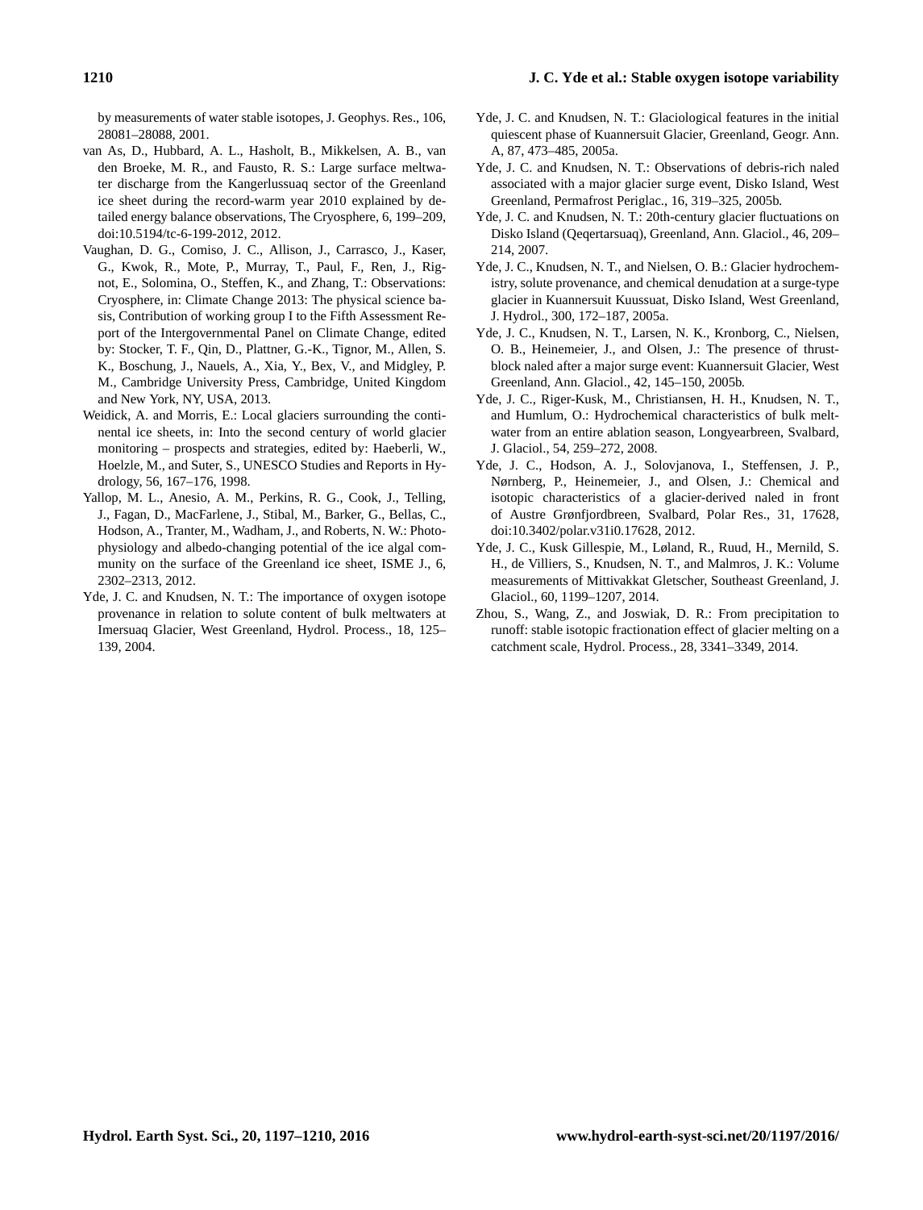by measurements of water stable isotopes, J. Geophys. Res., 106, 28081–28088, 2001.

van As, D., Hubbard, A. L., Hasholt, B., Mikkelsen, A. B., van den Broeke, M. R., and Fausto, R. S.: Large surface meltwater discharge from the Kangerlussuaq sector of the Greenland ice sheet during the record-warm year 2010 explained by detailed energy balance observations, The Cryosphere, 6, 199–209, doi:10.5194/tc-6-199-2012, 2012.

Vaughan, D. G., Comiso, J. C., Allison, J., Carrasco, J., Kaser, G., Kwok, R., Mote, P., Murray, T., Paul, F., Ren, J., Rignot, E., Solomina, O., Steffen, K., and Zhang, T.: Observations: Cryosphere, in: Climate Change 2013: The physical science basis, Contribution of working group I to the Fifth Assessment Report of the Intergovernmental Panel on Climate Change, edited by: Stocker, T. F., Qin, D., Plattner, G.-K., Tignor, M., Allen, S. K., Boschung, J., Nauels, A., Xia, Y., Bex, V., and Midgley, P. M., Cambridge University Press, Cambridge, United Kingdom and New York, NY, USA, 2013.

Weidick, A. and Morris, E.: Local glaciers surrounding the continental ice sheets, in: Into the second century of world glacier monitoring – prospects and strategies, edited by: Haeberli, W., Hoelzle, M., and Suter, S., UNESCO Studies and Reports in Hydrology, 56, 167–176, 1998.

Yallop, M. L., Anesio, A. M., Perkins, R. G., Cook, J., Telling, J., Fagan, D., MacFarlene, J., Stibal, M., Barker, G., Bellas, C., Hodson, A., Tranter, M., Wadham, J., and Roberts, N. W.: Photophysiology and albedo-changing potential of the ice algal community on the surface of the Greenland ice sheet, ISME J., 6, 2302–2313, 2012.

Yde, J. C. and Knudsen, N. T.: The importance of oxygen isotope provenance in relation to solute content of bulk meltwaters at Imersuaq Glacier, West Greenland, Hydrol. Process., 18, 125–139, 2004.

Yde, J. C. and Knudsen, N. T.: Glaciological features in the initial quiescent phase of Kuannersuit Glacier, Greenland, Geogr. Ann. A, 87, 473–485, 2005a.

Yde, J. C. and Knudsen, N. T.: Observations of debris-rich naled associated with a major glacier surge event, Disko Island, West Greenland, Permafrost Periglac., 16, 319–325, 2005b.

Yde, J. C. and Knudsen, N. T.: 20th-century glacier fluctuations on Disko Island (Qeqertarsuaq), Greenland, Ann. Glaciol., 46, 209–214, 2007.

Yde, J. C., Knudsen, N. T., and Nielsen, O. B.: Glacier hydrochemistry, solute provenance, and chemical denudation at a surge-type glacier in Kuannersuit Kuussuat, Disko Island, West Greenland, J. Hydrol., 300, 172–187, 2005a.

Yde, J. C., Knudsen, N. T., Larsen, N. K., Kronborg, C., Nielsen, O. B., Heinemeier, J., and Olsen, J.: The presence of thrust-block naled after a major surge event: Kuannersuit Glacier, West Greenland, Ann. Glaciol., 42, 145–150, 2005b.

Yde, J. C., Riger-Kusk, M., Christiansen, H. H., Knudsen, N. T., and Humlum, O.: Hydrochemical characteristics of bulk meltwater from an entire ablation season, Longyearbreen, Svalbard, J. Glaciol., 54, 259–272, 2008.

Yde, J. C., Hodson, A. J., Solovjanova, I., Steffensen, J. P., Nørnberg, P., Heinemeier, J., and Olsen, J.: Chemical and isotopic characteristics of a glacier-derived naled in front of Austre Grønfjordbreen, Svalbard, Polar Res., 31, 17628, doi:10.3402/polar.v31i0.17628, 2012.

Yde, J. C., Kusk Gillespie, M., Løland, R., Ruud, H., Mernild, S. H., de Villiers, S., Knudsen, N. T., and Malmros, J. K.: Volume measurements of Mittivakkat Gletscher, Southeast Greenland, J. Glaciol., 60, 1199–1207, 2014.

Zhou, S., Wang, Z., and Joswiak, D. R.: From precipitation to runoff: stable isotopic fractionation effect of glacier melting on a catchment scale, Hydrol. Process., 28, 3341–3349, 2014.